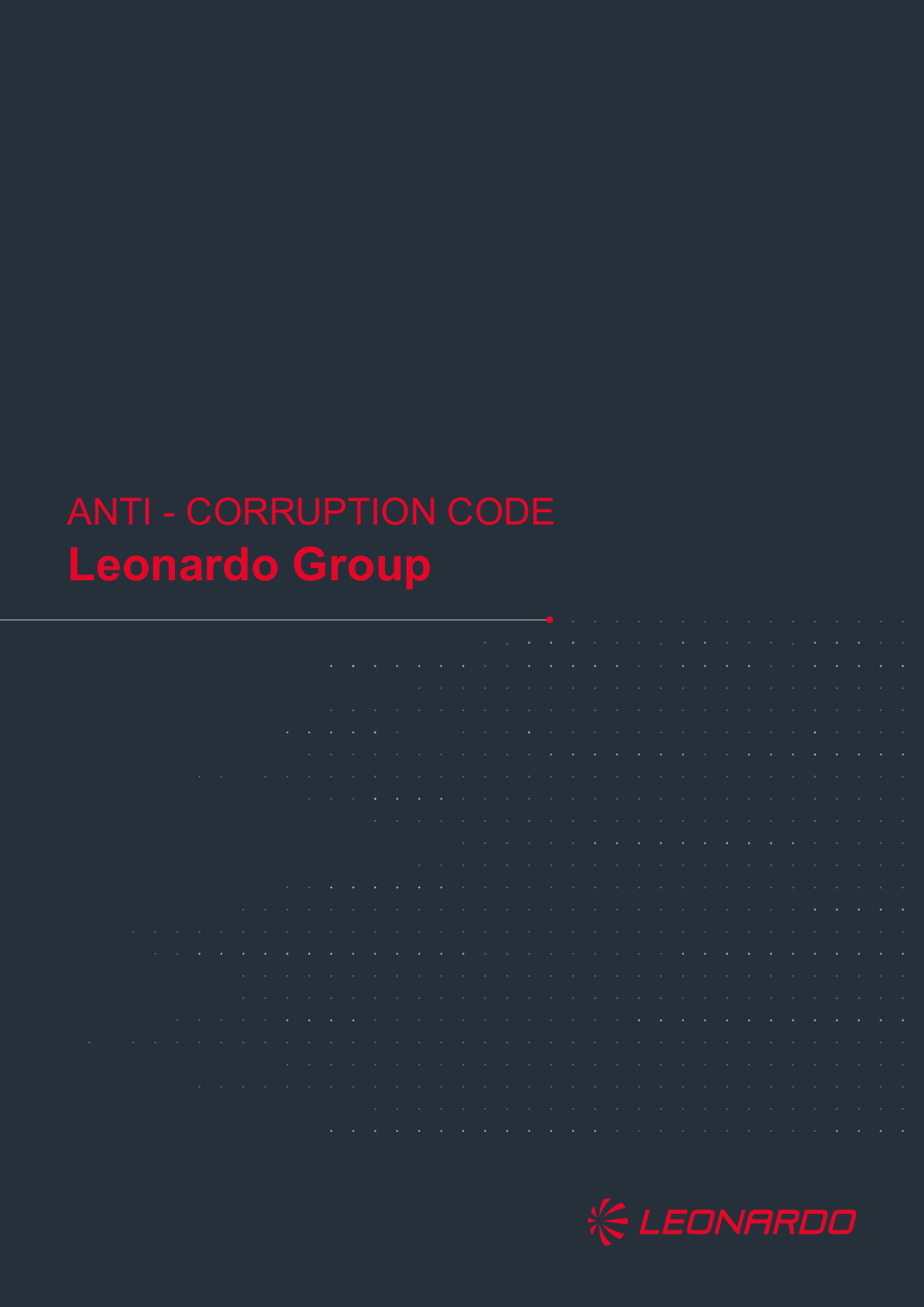ANTI - CORRUPTION CODE

# Leonardo Group

LEONARDO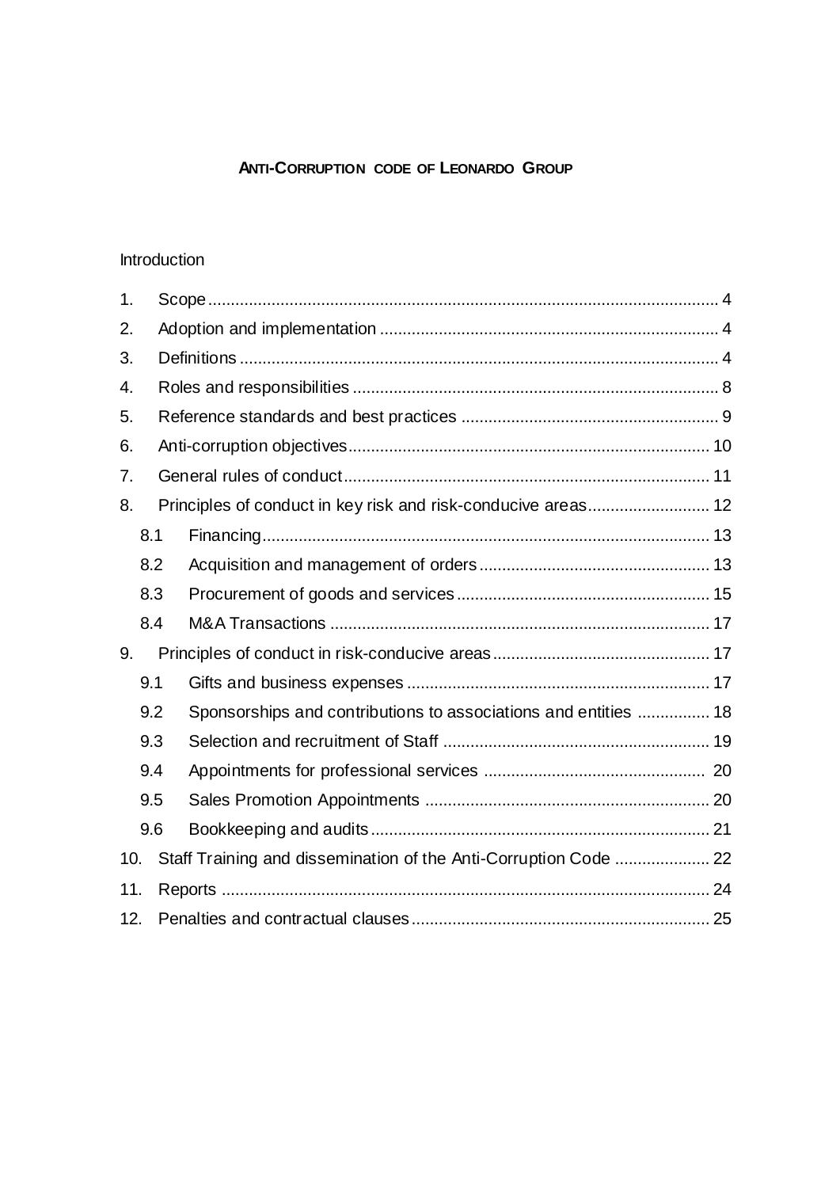# ANTI-CORRUPTION CODE OF LEONARDO GROUP

Introduction

| | | |
|---|---|---|
| 1. | Scope | 4 |
| 2. | Adoption and implementation | 4 |
| 3. | Definitions | 4 |
| 4. | Roles and responsibilities | 8 |
| 5. | Reference standards and best practices | 9 |
| 6. | Anti-corruption objectives | 10 |
| 7. | General rules of conduct | 11 |
| 8. | Principles of conduct in key risk and risk-conducive areas | 12 |
| 8.1 | Financing | 13 |
| 8.2 | Acquisition and management of orders | 13 |
| 8.3 | Procurement of goods and services | 15 |
| 8.4 | M&A Transactions | 17 |
| 9. | Principles of conduct in risk-conducive areas | 17 |
| 9.1 | Gifts and business expenses | 17 |
| 9.2 | Sponsorships and contributions to associations and entities | 18 |
| 9.3 | Selection and recruitment of Staff | 19 |
| 9.4 | Appointments for professional services | 20 |
| 9.5 | Sales Promotion Appointments | 20 |
| 9.6 | Bookkeeping and audits | 21 |
| 10. | Staff Training and dissemination of the Anti-Corruption Code | 22 |
| 11. | Reports | 24 |
| 12. | Penalties and contractual clauses | 25 |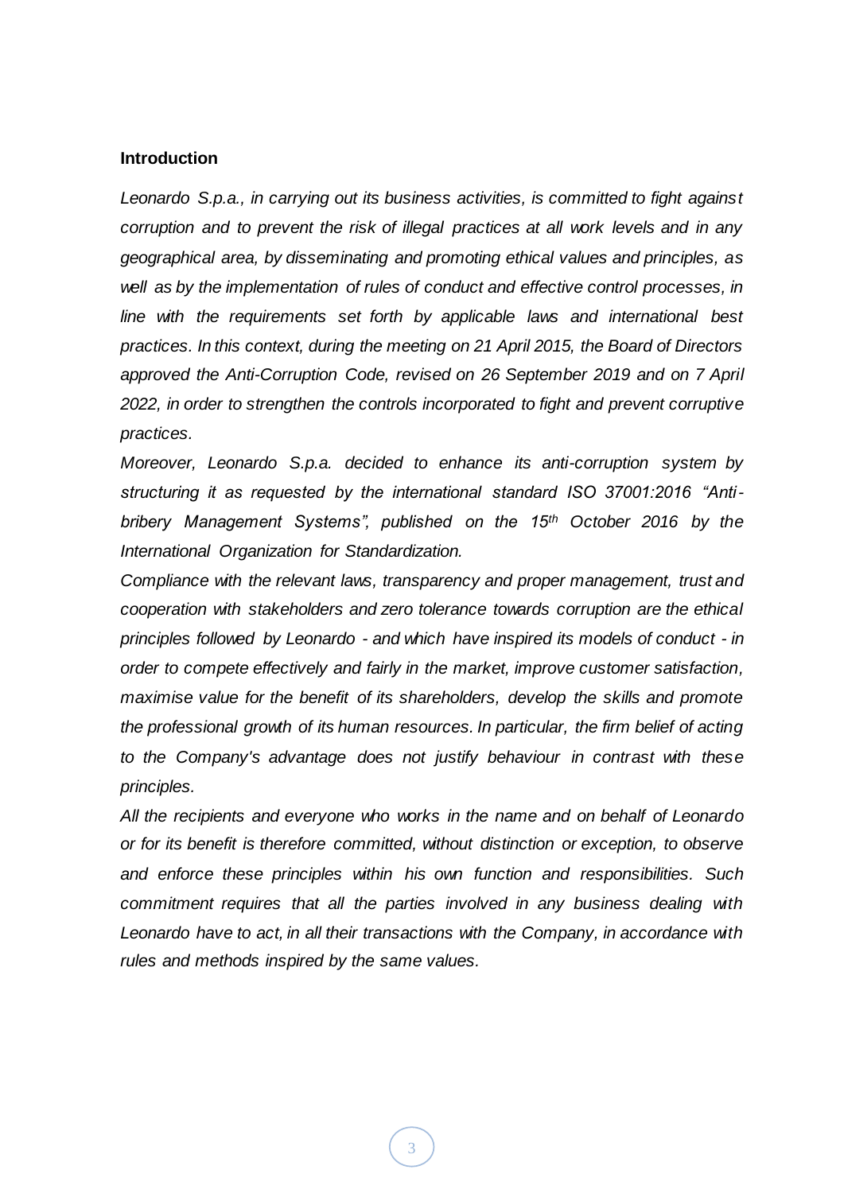## Introduction

*Leonardo S.p.a., in carrying out its business activities, is committed to fight against corruption and to prevent the risk of illegal practices at all work levels and in any geographical area, by disseminating and promoting ethical values and principles, as well as by the implementation of rules of conduct and effective control processes, in line with the requirements set forth by applicable laws and international best practices. In this context, during the meeting on 21 April 2015, the Board of Directors approved the Anti-Corruption Code, revised on 26 September 2019 and on 7 April 2022, in order to strengthen the controls incorporated to fight and prevent corruptive practices.*

*Moreover, Leonardo S.p.a. decided to enhance its anti-corruption system by structuring it as requested by the international standard ISO 37001:2016 "Anti-bribery Management Systems", published on the 15th October 2016 by the International Organization for Standardization.*

*Compliance with the relevant laws, transparency and proper management, trust and cooperation with stakeholders and zero tolerance towards corruption are the ethical principles followed by Leonardo - and which have inspired its models of conduct - in order to compete effectively and fairly in the market, improve customer satisfaction, maximise value for the benefit of its shareholders, develop the skills and promote the professional growth of its human resources. In particular, the firm belief of acting to the Company's advantage does not justify behaviour in contrast with these principles.*

*All the recipients and everyone who works in the name and on behalf of Leonardo or for its benefit is therefore committed, without distinction or exception, to observe and enforce these principles within his own function and responsibilities. Such commitment requires that all the parties involved in any business dealing with Leonardo have to act, in all their transactions with the Company, in accordance with rules and methods inspired by the same values.*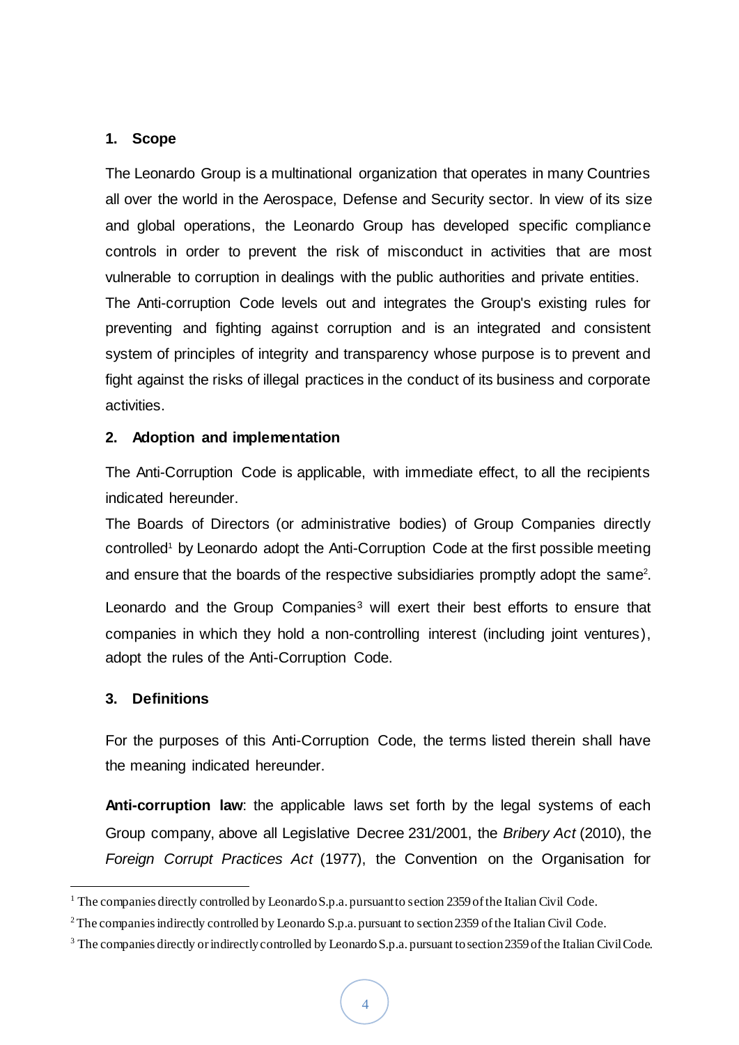## 1. Scope

The Leonardo Group is a multinational organization that operates in many Countries all over the world in the Aerospace, Defense and Security sector. In view of its size and global operations, the Leonardo Group has developed specific compliance controls in order to prevent the risk of misconduct in activities that are most vulnerable to corruption in dealings with the public authorities and private entities.

The Anti-corruption Code levels out and integrates the Group's existing rules for preventing and fighting against corruption and is an integrated and consistent system of principles of integrity and transparency whose purpose is to prevent and fight against the risks of illegal practices in the conduct of its business and corporate activities.

## 2. Adoption and implementation

The Anti-Corruption Code is applicable, with immediate effect, to all the recipients indicated hereunder.

The Boards of Directors (or administrative bodies) of Group Companies directly controlled[1] by Leonardo adopt the Anti-Corruption Code at the first possible meeting and ensure that the boards of the respective subsidiaries promptly adopt the same[2].

Leonardo and the Group Companies[3] will exert their best efforts to ensure that companies in which they hold a non-controlling interest (including joint ventures), adopt the rules of the Anti-Corruption Code.

## 3. Definitions

For the purposes of this Anti-Corruption Code, the terms listed therein shall have the meaning indicated hereunder.

**Anti-corruption law**: the applicable laws set forth by the legal systems of each Group company, above all Legislative Decree 231/2001, the *Bribery Act* (2010), the *Foreign Corrupt Practices Act* (1977), the Convention on the Organisation for

---

[1] The companies directly controlled by Leonardo S.p.a. pursuant to section 2359 of the Italian Civil Code.

[2] The companies indirectly controlled by Leonardo S.p.a. pursuant to section 2359 of the Italian Civil Code.

[3] The companies directly or indirectly controlled by Leonardo S.p.a. pursuant to section 2359 of the Italian Civil Code.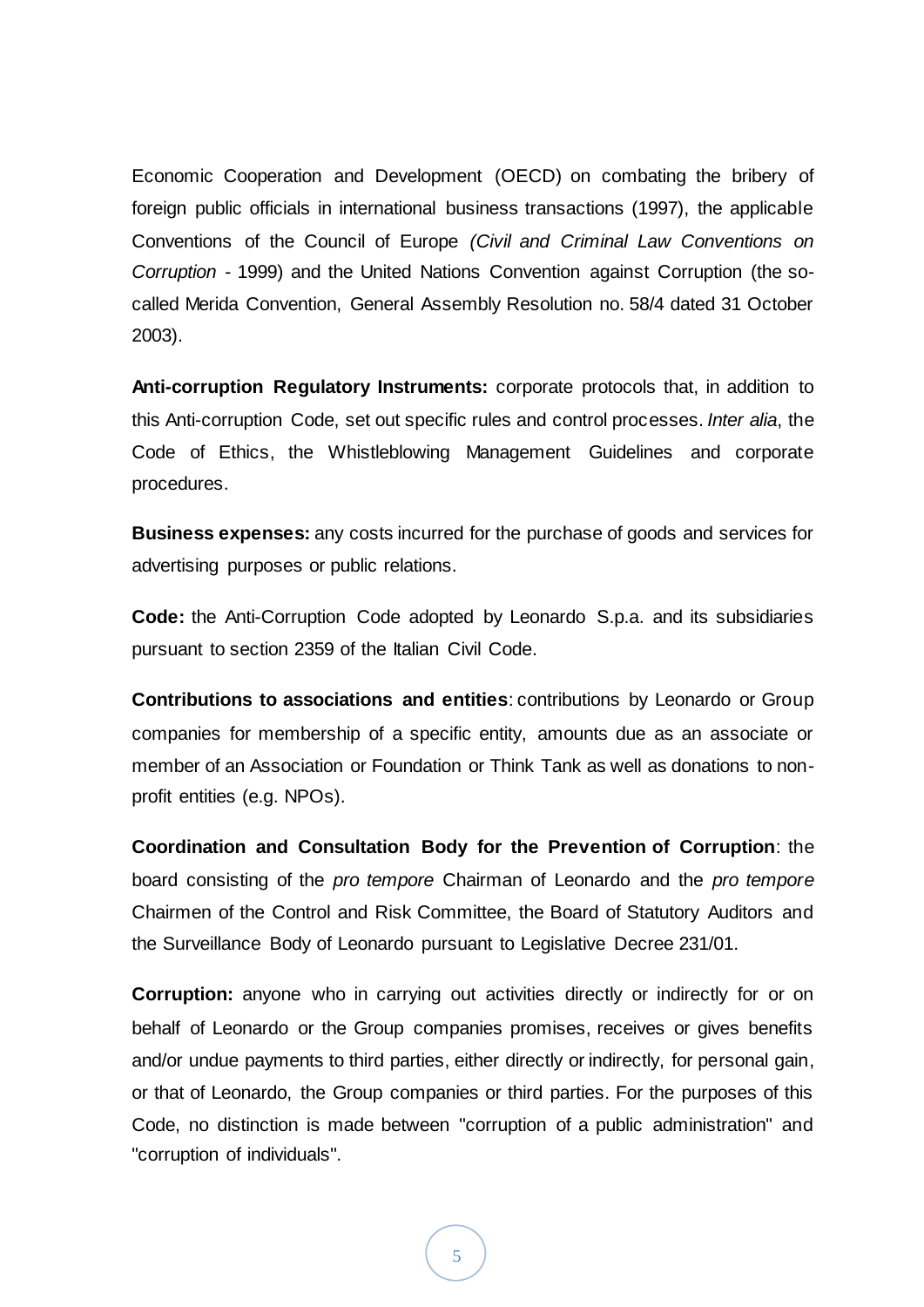Economic Cooperation and Development (OECD) on combating the bribery of foreign public officials in international business transactions (1997), the applicable Conventions of the Council of Europe *(Civil and Criminal Law Conventions on Corruption* - 1999) and the United Nations Convention against Corruption (the so-called Merida Convention, General Assembly Resolution no. 58/4 dated 31 October 2003).

**Anti-corruption Regulatory Instruments:** corporate protocols that, in addition to this Anti-corruption Code, set out specific rules and control processes. *Inter alia*, the Code of Ethics, the Whistleblowing Management Guidelines and corporate procedures.

**Business expenses:** any costs incurred for the purchase of goods and services for advertising purposes or public relations.

**Code:** the Anti-Corruption Code adopted by Leonardo S.p.a. and its subsidiaries pursuant to section 2359 of the Italian Civil Code.

**Contributions to associations and entities**: contributions by Leonardo or Group companies for membership of a specific entity, amounts due as an associate or member of an Association or Foundation or Think Tank as well as donations to non-profit entities (e.g. NPOs).

**Coordination and Consultation Body for the Prevention of Corruption**: the board consisting of the *pro tempore* Chairman of Leonardo and the *pro tempore* Chairmen of the Control and Risk Committee, the Board of Statutory Auditors and the Surveillance Body of Leonardo pursuant to Legislative Decree 231/01.

**Corruption:** anyone who in carrying out activities directly or indirectly for or on behalf of Leonardo or the Group companies promises, receives or gives benefits and/or undue payments to third parties, either directly or indirectly, for personal gain, or that of Leonardo, the Group companies or third parties. For the purposes of this Code, no distinction is made between "corruption of a public administration" and "corruption of individuals".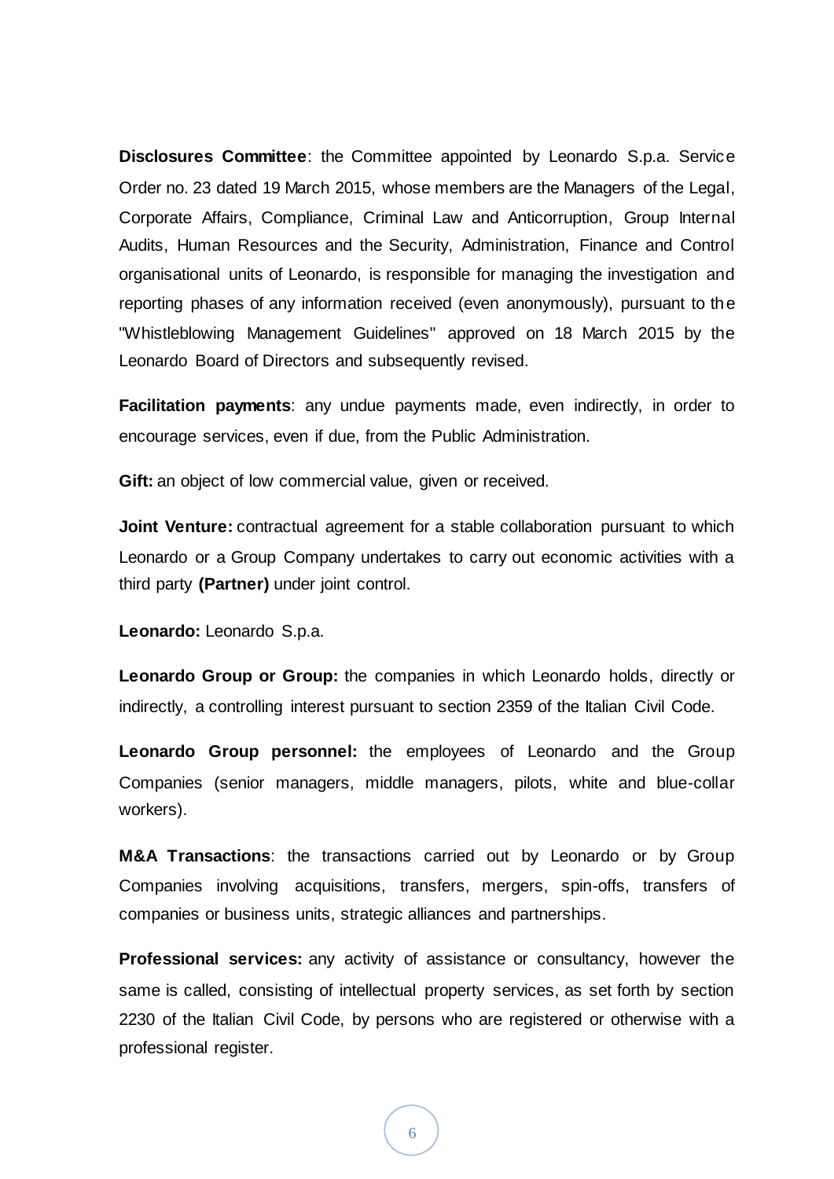**Disclosures Committee**: the Committee appointed by Leonardo S.p.a. Service Order no. 23 dated 19 March 2015, whose members are the Managers of the Legal, Corporate Affairs, Compliance, Criminal Law and Anticorruption, Group Internal Audits, Human Resources and the Security, Administration, Finance and Control organisational units of Leonardo, is responsible for managing the investigation and reporting phases of any information received (even anonymously), pursuant to the "Whistleblowing Management Guidelines" approved on 18 March 2015 by the Leonardo Board of Directors and subsequently revised.

**Facilitation payments**: any undue payments made, even indirectly, in order to encourage services, even if due, from the Public Administration.

**Gift:** an object of low commercial value, given or received.

**Joint Venture:** contractual agreement for a stable collaboration pursuant to which Leonardo or a Group Company undertakes to carry out economic activities with a third party **(Partner)** under joint control.

**Leonardo:** Leonardo S.p.a.

**Leonardo Group or Group:** the companies in which Leonardo holds, directly or indirectly, a controlling interest pursuant to section 2359 of the Italian Civil Code.

**Leonardo Group personnel:** the employees of Leonardo and the Group Companies (senior managers, middle managers, pilots, white and blue-collar workers).

**M&A Transactions**: the transactions carried out by Leonardo or by Group Companies involving acquisitions, transfers, mergers, spin-offs, transfers of companies or business units, strategic alliances and partnerships.

**Professional services:** any activity of assistance or consultancy, however the same is called, consisting of intellectual property services, as set forth by section 2230 of the Italian Civil Code, by persons who are registered or otherwise with a professional register.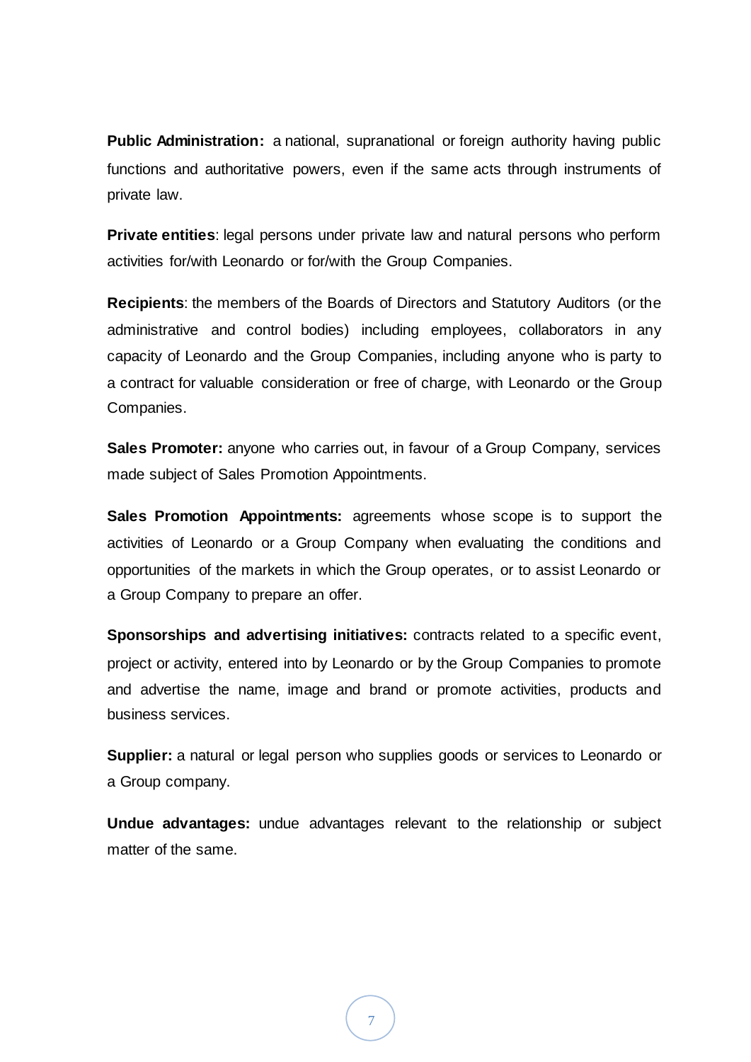**Public Administration:** a national, supranational or foreign authority having public functions and authoritative powers, even if the same acts through instruments of private law.

**Private entities**: legal persons under private law and natural persons who perform activities for/with Leonardo or for/with the Group Companies.

**Recipients**: the members of the Boards of Directors and Statutory Auditors (or the administrative and control bodies) including employees, collaborators in any capacity of Leonardo and the Group Companies, including anyone who is party to a contract for valuable consideration or free of charge, with Leonardo or the Group Companies.

**Sales Promoter:** anyone who carries out, in favour of a Group Company, services made subject of Sales Promotion Appointments.

**Sales Promotion Appointments:** agreements whose scope is to support the activities of Leonardo or a Group Company when evaluating the conditions and opportunities of the markets in which the Group operates, or to assist Leonardo or a Group Company to prepare an offer.

**Sponsorships and advertising initiatives:** contracts related to a specific event, project or activity, entered into by Leonardo or by the Group Companies to promote and advertise the name, image and brand or promote activities, products and business services.

**Supplier:** a natural or legal person who supplies goods or services to Leonardo or a Group company.

**Undue advantages:** undue advantages relevant to the relationship or subject matter of the same.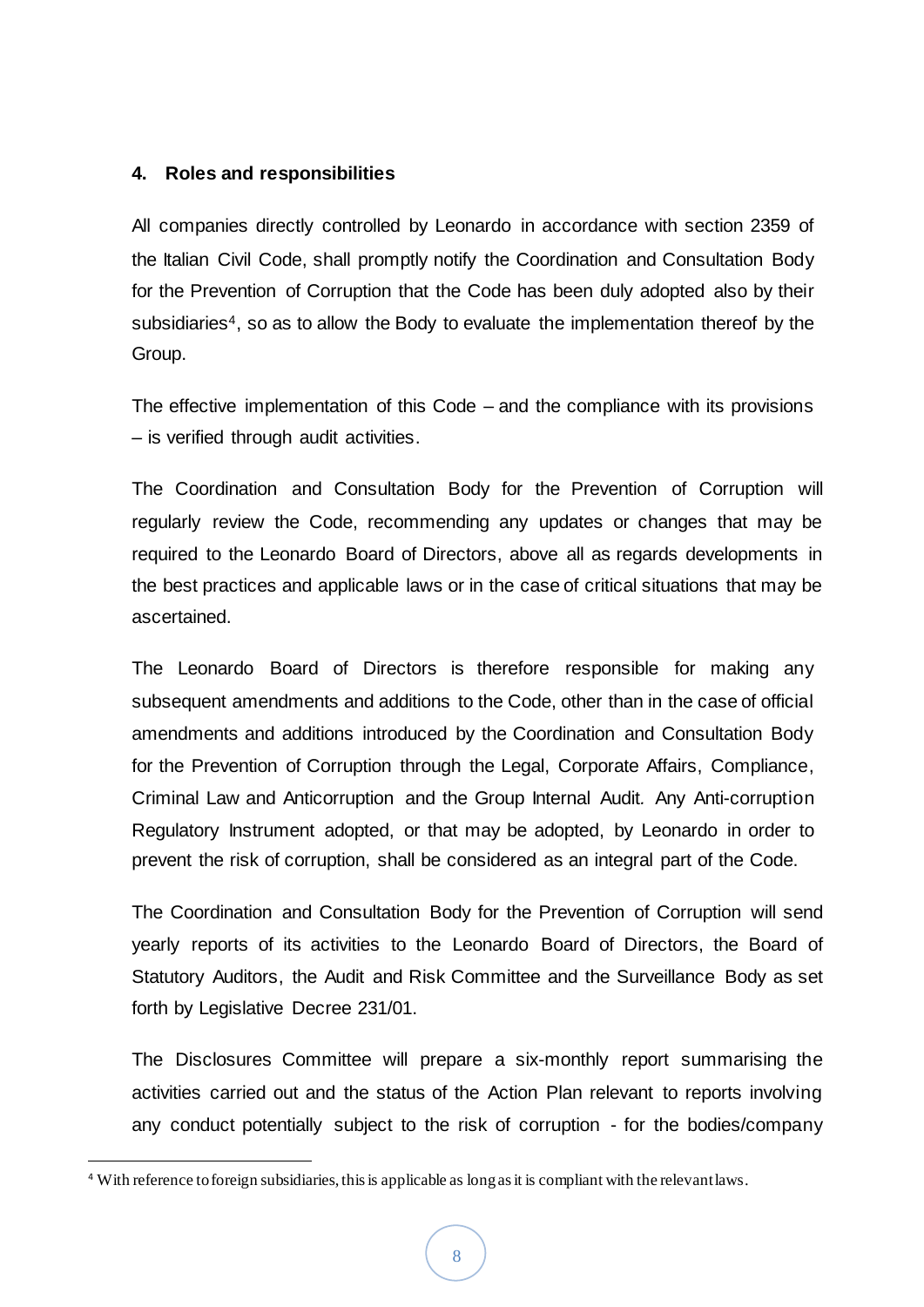## 4. Roles and responsibilities

All companies directly controlled by Leonardo in accordance with section 2359 of the Italian Civil Code, shall promptly notify the Coordination and Consultation Body for the Prevention of Corruption that the Code has been duly adopted also by their subsidiaries[4], so as to allow the Body to evaluate the implementation thereof by the Group.

The effective implementation of this Code – and the compliance with its provisions – is verified through audit activities.

The Coordination and Consultation Body for the Prevention of Corruption will regularly review the Code, recommending any updates or changes that may be required to the Leonardo Board of Directors, above all as regards developments in the best practices and applicable laws or in the case of critical situations that may be ascertained.

The Leonardo Board of Directors is therefore responsible for making any subsequent amendments and additions to the Code, other than in the case of official amendments and additions introduced by the Coordination and Consultation Body for the Prevention of Corruption through the Legal, Corporate Affairs, Compliance, Criminal Law and Anticorruption and the Group Internal Audit. Any Anti-corruption Regulatory Instrument adopted, or that may be adopted, by Leonardo in order to prevent the risk of corruption, shall be considered as an integral part of the Code.

The Coordination and Consultation Body for the Prevention of Corruption will send yearly reports of its activities to the Leonardo Board of Directors, the Board of Statutory Auditors, the Audit and Risk Committee and the Surveillance Body as set forth by Legislative Decree 231/01.

The Disclosures Committee will prepare a six-monthly report summarising the activities carried out and the status of the Action Plan relevant to reports involving any conduct potentially subject to the risk of corruption - for the bodies/company

[4] With reference to foreign subsidiaries, this is applicable as long as it is compliant with the relevant laws.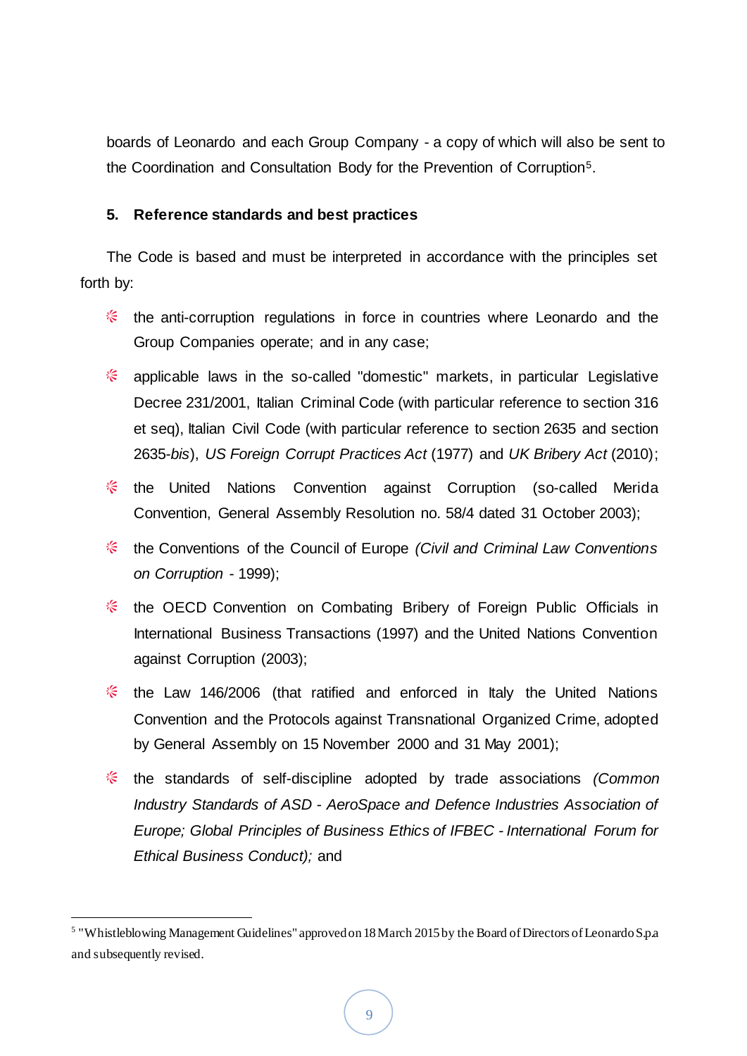boards of Leonardo and each Group Company - a copy of which will also be sent to the Coordination and Consultation Body for the Prevention of Corruption[5].

## 5. Reference standards and best practices

The Code is based and must be interpreted in accordance with the principles set forth by:

- the anti-corruption regulations in force in countries where Leonardo and the Group Companies operate; and in any case;
- applicable laws in the so-called "domestic" markets, in particular Legislative Decree 231/2001, Italian Criminal Code (with particular reference to section 316 et seq), Italian Civil Code (with particular reference to section 2635 and section 2635-*bis*), *US Foreign Corrupt Practices Act* (1977) and *UK Bribery Act* (2010);
- the United Nations Convention against Corruption (so-called Merida Convention, General Assembly Resolution no. 58/4 dated 31 October 2003);
- the Conventions of the Council of Europe *(Civil and Criminal Law Conventions on Corruption* - 1999);
- the OECD Convention on Combating Bribery of Foreign Public Officials in International Business Transactions (1997) and the United Nations Convention against Corruption (2003);
- the Law 146/2006 (that ratified and enforced in Italy the United Nations Convention and the Protocols against Transnational Organized Crime, adopted by General Assembly on 15 November 2000 and 31 May 2001);
- the standards of self-discipline adopted by trade associations *(Common Industry Standards of ASD - AeroSpace and Defence Industries Association of Europe; Global Principles of Business Ethics of IFBEC - International Forum for Ethical Business Conduct);* and

---

[5] "Whistleblowing Management Guidelines" approved on 18 March 2015 by the Board of Directors of Leonardo S.p.a and subsequently revised.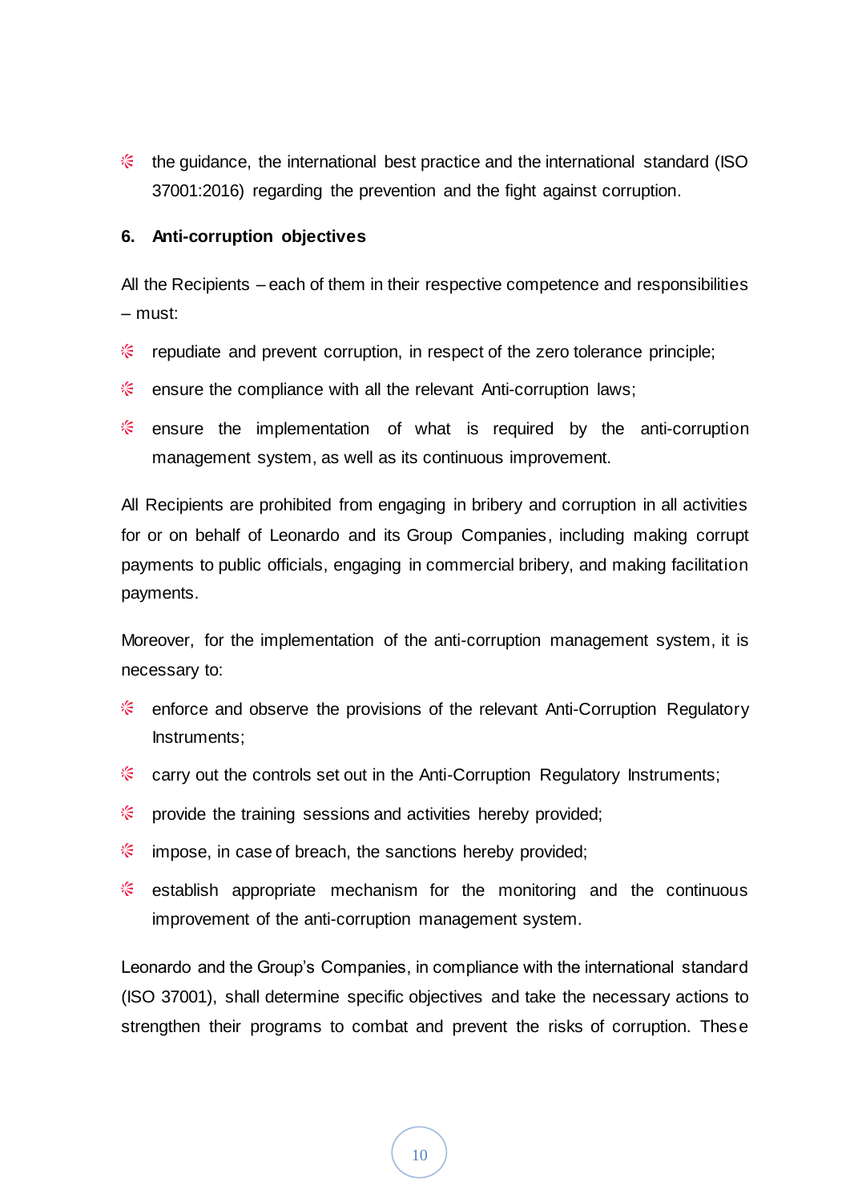- the guidance, the international best practice and the international standard (ISO 37001:2016) regarding the prevention and the fight against corruption.

## 6. Anti-corruption objectives

All the Recipients – each of them in their respective competence and responsibilities – must:

- repudiate and prevent corruption, in respect of the zero tolerance principle;
- ensure the compliance with all the relevant Anti-corruption laws;
- ensure the implementation of what is required by the anti-corruption management system, as well as its continuous improvement.

All Recipients are prohibited from engaging in bribery and corruption in all activities for or on behalf of Leonardo and its Group Companies, including making corrupt payments to public officials, engaging in commercial bribery, and making facilitation payments.

Moreover, for the implementation of the anti-corruption management system, it is necessary to:

- enforce and observe the provisions of the relevant Anti-Corruption Regulatory Instruments;
- carry out the controls set out in the Anti-Corruption Regulatory Instruments;
- provide the training sessions and activities hereby provided;
- impose, in case of breach, the sanctions hereby provided;
- establish appropriate mechanism for the monitoring and the continuous improvement of the anti-corruption management system.

Leonardo and the Group's Companies, in compliance with the international standard (ISO 37001), shall determine specific objectives and take the necessary actions to strengthen their programs to combat and prevent the risks of corruption. These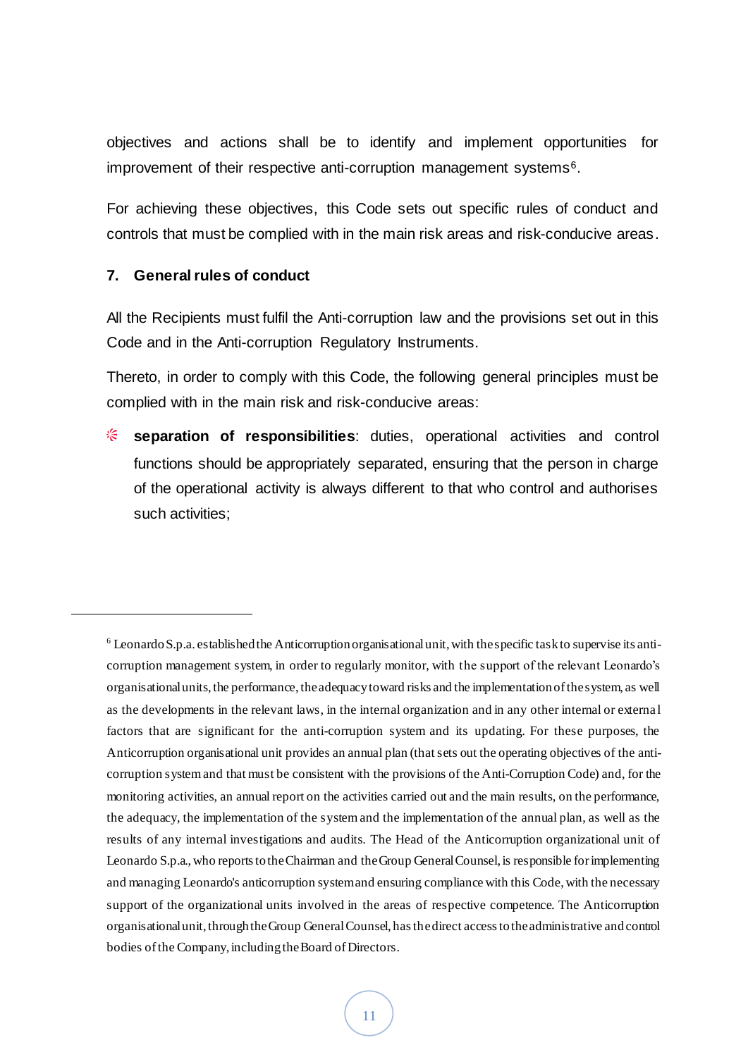objectives and actions shall be to identify and implement opportunities for improvement of their respective anti-corruption management systems[6].

For achieving these objectives, this Code sets out specific rules of conduct and controls that must be complied with in the main risk areas and risk-conducive areas.

## 7. General rules of conduct

All the Recipients must fulfil the Anti-corruption law and the provisions set out in this Code and in the Anti-corruption Regulatory Instruments.

Thereto, in order to comply with this Code, the following general principles must be complied with in the main risk and risk-conducive areas:

- **separation of responsibilities**: duties, operational activities and control functions should be appropriately separated, ensuring that the person in charge of the operational activity is always different to that who control and authorises such activities;

---

[6] Leonardo S.p.a. established the Anticorruption organisational unit, with the specific task to supervise its anti-corruption management system, in order to regularly monitor, with the support of the relevant Leonardo's organisational units, the performance, the adequacy toward risks and the implementation of the system, as well as the developments in the relevant laws, in the internal organization and in any other internal or external factors that are significant for the anti-corruption system and its updating. For these purposes, the Anticorruption organisational unit provides an annual plan (that sets out the operating objectives of the anti-corruption system and that must be consistent with the provisions of the Anti-Corruption Code) and, for the monitoring activities, an annual report on the activities carried out and the main results, on the performance, the adequacy, the implementation of the system and the implementation of the annual plan, as well as the results of any internal investigations and audits. The Head of the Anticorruption organizational unit of Leonardo S.p.a., who reports to the Chairman and the Group General Counsel, is responsible for implementing and managing Leonardo's anticorruption system and ensuring compliance with this Code, with the necessary support of the organizational units involved in the areas of respective competence. The Anticorruption organisational unit, through the Group General Counsel, has the direct access to the administrative and control bodies of the Company, including the Board of Directors.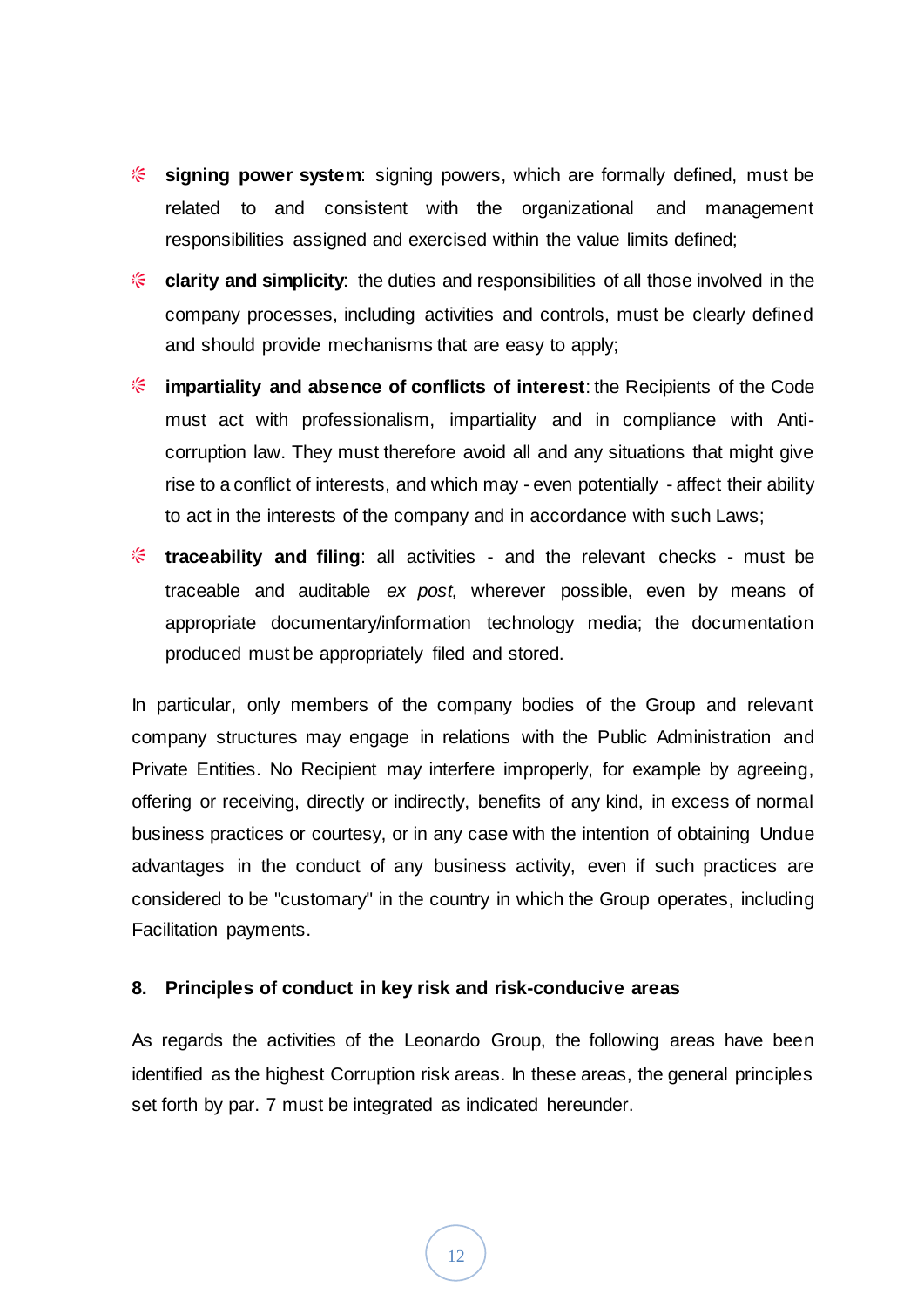- **signing power system**: signing powers, which are formally defined, must be related to and consistent with the organizational and management responsibilities assigned and exercised within the value limits defined;
- **clarity and simplicity**: the duties and responsibilities of all those involved in the company processes, including activities and controls, must be clearly defined and should provide mechanisms that are easy to apply;
- **impartiality and absence of conflicts of interest**: the Recipients of the Code must act with professionalism, impartiality and in compliance with Anti-corruption law. They must therefore avoid all and any situations that might give rise to a conflict of interests, and which may - even potentially - affect their ability to act in the interests of the company and in accordance with such Laws;
- **traceability and filing**: all activities - and the relevant checks - must be traceable and auditable *ex post,* wherever possible, even by means of appropriate documentary/information technology media; the documentation produced must be appropriately filed and stored.

In particular, only members of the company bodies of the Group and relevant company structures may engage in relations with the Public Administration and Private Entities. No Recipient may interfere improperly, for example by agreeing, offering or receiving, directly or indirectly, benefits of any kind, in excess of normal business practices or courtesy, or in any case with the intention of obtaining Undue advantages in the conduct of any business activity, even if such practices are considered to be "customary" in the country in which the Group operates, including Facilitation payments.

## 8. Principles of conduct in key risk and risk-conducive areas

As regards the activities of the Leonardo Group, the following areas have been identified as the highest Corruption risk areas. In these areas, the general principles set forth by par. 7 must be integrated as indicated hereunder.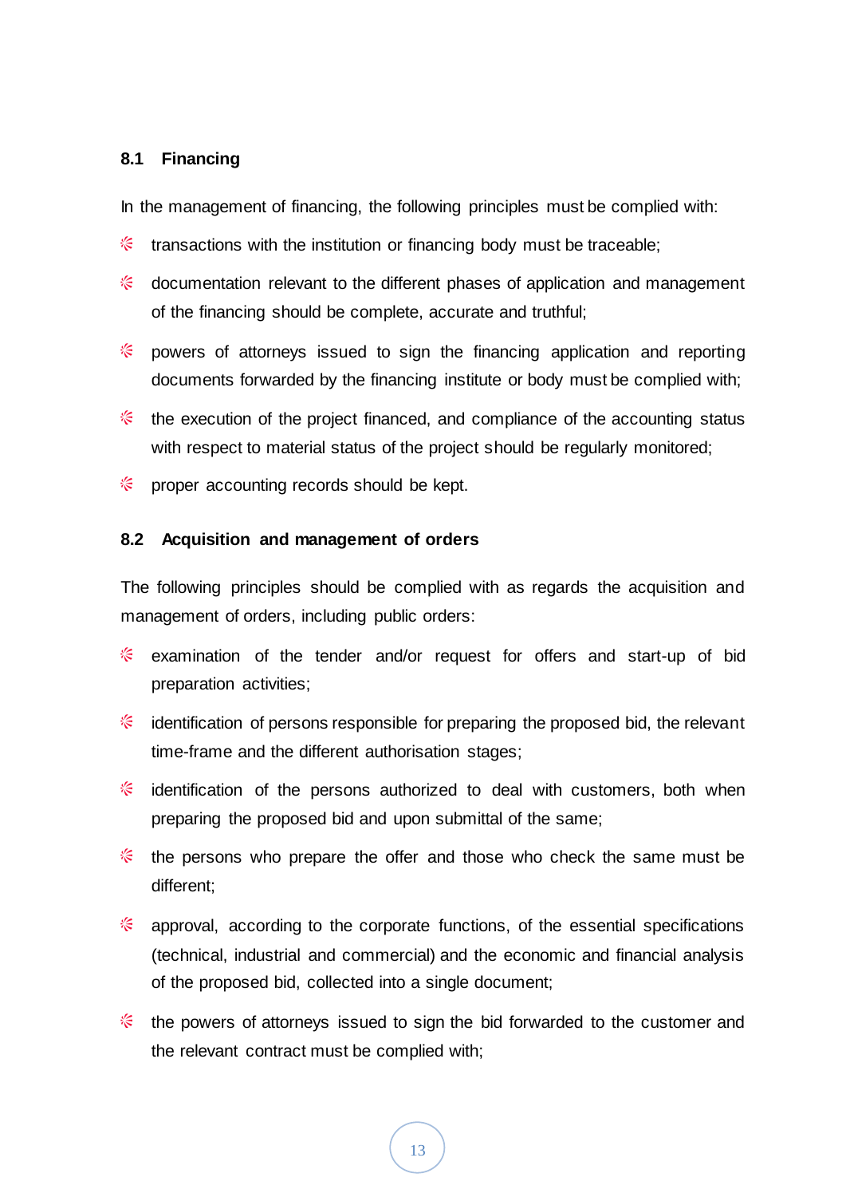### 8.1 Financing

In the management of financing, the following principles must be complied with:

- transactions with the institution or financing body must be traceable;
- documentation relevant to the different phases of application and management of the financing should be complete, accurate and truthful;
- powers of attorneys issued to sign the financing application and reporting documents forwarded by the financing institute or body must be complied with;
- the execution of the project financed, and compliance of the accounting status with respect to material status of the project should be regularly monitored;
- proper accounting records should be kept.

### 8.2 Acquisition and management of orders

The following principles should be complied with as regards the acquisition and management of orders, including public orders:

- examination of the tender and/or request for offers and start-up of bid preparation activities;
- identification of persons responsible for preparing the proposed bid, the relevant time-frame and the different authorisation stages;
- identification of the persons authorized to deal with customers, both when preparing the proposed bid and upon submittal of the same;
- the persons who prepare the offer and those who check the same must be different;
- approval, according to the corporate functions, of the essential specifications (technical, industrial and commercial) and the economic and financial analysis of the proposed bid, collected into a single document;
- the powers of attorneys issued to sign the bid forwarded to the customer and the relevant contract must be complied with;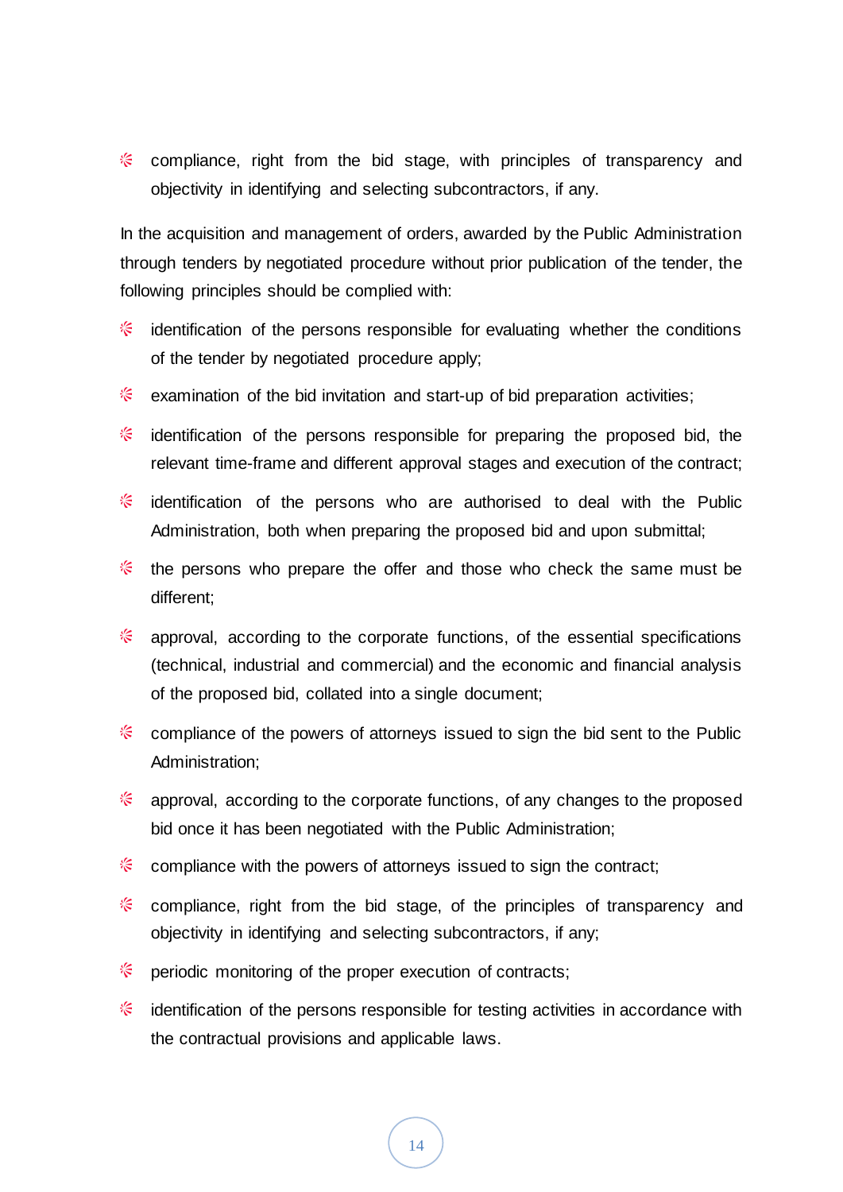- compliance, right from the bid stage, with principles of transparency and objectivity in identifying and selecting subcontractors, if any.

In the acquisition and management of orders, awarded by the Public Administration through tenders by negotiated procedure without prior publication of the tender, the following principles should be complied with:

- identification of the persons responsible for evaluating whether the conditions of the tender by negotiated procedure apply;
- examination of the bid invitation and start-up of bid preparation activities;
- identification of the persons responsible for preparing the proposed bid, the relevant time-frame and different approval stages and execution of the contract;
- identification of the persons who are authorised to deal with the Public Administration, both when preparing the proposed bid and upon submittal;
- the persons who prepare the offer and those who check the same must be different;
- approval, according to the corporate functions, of the essential specifications (technical, industrial and commercial) and the economic and financial analysis of the proposed bid, collated into a single document;
- compliance of the powers of attorneys issued to sign the bid sent to the Public Administration;
- approval, according to the corporate functions, of any changes to the proposed bid once it has been negotiated with the Public Administration;
- compliance with the powers of attorneys issued to sign the contract;
- compliance, right from the bid stage, of the principles of transparency and objectivity in identifying and selecting subcontractors, if any;
- periodic monitoring of the proper execution of contracts;
- identification of the persons responsible for testing activities in accordance with the contractual provisions and applicable laws.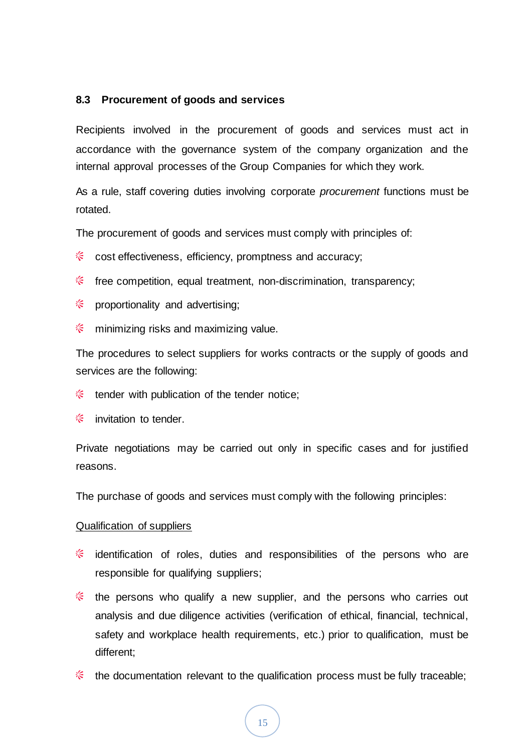### 8.3 Procurement of goods and services

Recipients involved in the procurement of goods and services must act in accordance with the governance system of the company organization and the internal approval processes of the Group Companies for which they work.

As a rule, staff covering duties involving corporate *procurement* functions must be rotated.

The procurement of goods and services must comply with principles of:

- cost effectiveness, efficiency, promptness and accuracy;
- free competition, equal treatment, non-discrimination, transparency;
- proportionality and advertising;
- minimizing risks and maximizing value.

The procedures to select suppliers for works contracts or the supply of goods and services are the following:

- tender with publication of the tender notice;
- invitation to tender.

Private negotiations may be carried out only in specific cases and for justified reasons.

The purchase of goods and services must comply with the following principles:

<u>Qualification of suppliers</u>

- identification of roles, duties and responsibilities of the persons who are responsible for qualifying suppliers;
- the persons who qualify a new supplier, and the persons who carries out analysis and due diligence activities (verification of ethical, financial, technical, safety and workplace health requirements, etc.) prior to qualification, must be different;
- the documentation relevant to the qualification process must be fully traceable;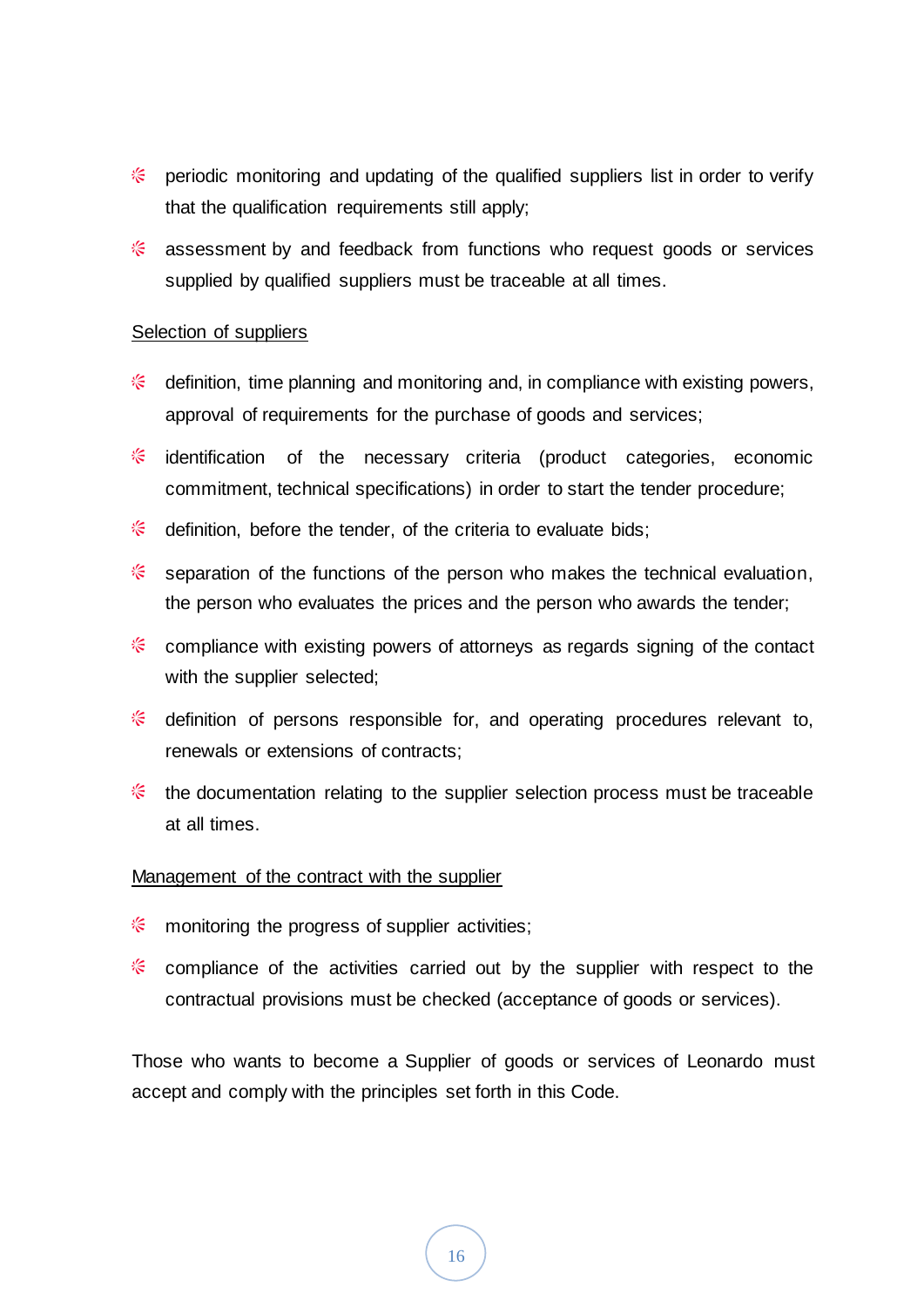- periodic monitoring and updating of the qualified suppliers list in order to verify that the qualification requirements still apply;
- assessment by and feedback from functions who request goods or services supplied by qualified suppliers must be traceable at all times.

<u>Selection of suppliers</u>

- definition, time planning and monitoring and, in compliance with existing powers, approval of requirements for the purchase of goods and services;
- identification of the necessary criteria (product categories, economic commitment, technical specifications) in order to start the tender procedure;
- definition, before the tender, of the criteria to evaluate bids;
- separation of the functions of the person who makes the technical evaluation, the person who evaluates the prices and the person who awards the tender;
- compliance with existing powers of attorneys as regards signing of the contact with the supplier selected;
- definition of persons responsible for, and operating procedures relevant to, renewals or extensions of contracts;
- the documentation relating to the supplier selection process must be traceable at all times.

<u>Management of the contract with the supplier</u>

- monitoring the progress of supplier activities;
- compliance of the activities carried out by the supplier with respect to the contractual provisions must be checked (acceptance of goods or services).

Those who wants to become a Supplier of goods or services of Leonardo must accept and comply with the principles set forth in this Code.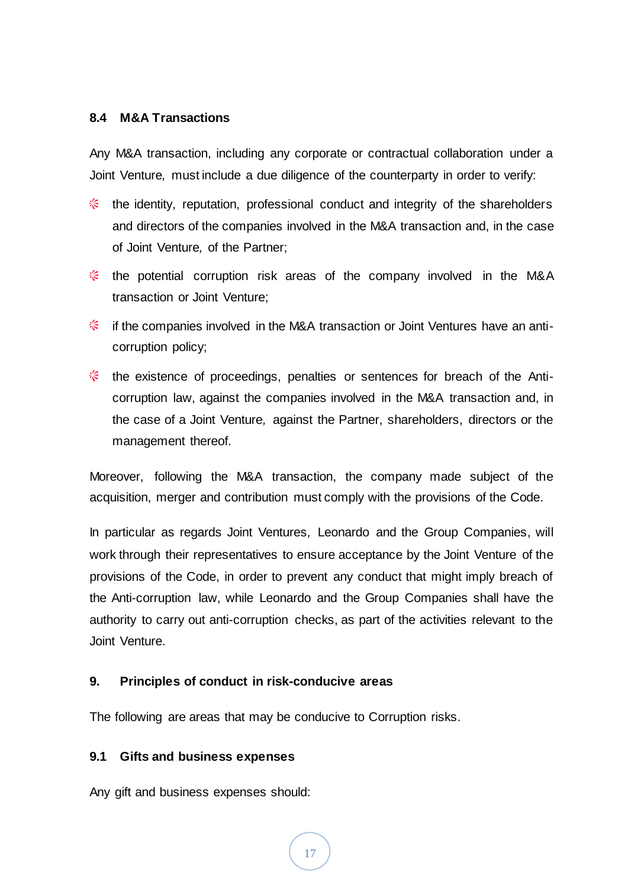### 8.4 M&A Transactions

Any M&A transaction, including any corporate or contractual collaboration under a Joint Venture, must include a due diligence of the counterparty in order to verify:

- the identity, reputation, professional conduct and integrity of the shareholders and directors of the companies involved in the M&A transaction and, in the case of Joint Venture, of the Partner;
- the potential corruption risk areas of the company involved in the M&A transaction or Joint Venture;
- if the companies involved in the M&A transaction or Joint Ventures have an anti-corruption policy;
- the existence of proceedings, penalties or sentences for breach of the Anti-corruption law, against the companies involved in the M&A transaction and, in the case of a Joint Venture, against the Partner, shareholders, directors or the management thereof.

Moreover, following the M&A transaction, the company made subject of the acquisition, merger and contribution must comply with the provisions of the Code.

In particular as regards Joint Ventures, Leonardo and the Group Companies, will work through their representatives to ensure acceptance by the Joint Venture of the provisions of the Code, in order to prevent any conduct that might imply breach of the Anti-corruption law, while Leonardo and the Group Companies shall have the authority to carry out anti-corruption checks, as part of the activities relevant to the Joint Venture.

## 9. Principles of conduct in risk-conducive areas

The following are areas that may be conducive to Corruption risks.

### 9.1 Gifts and business expenses

Any gift and business expenses should: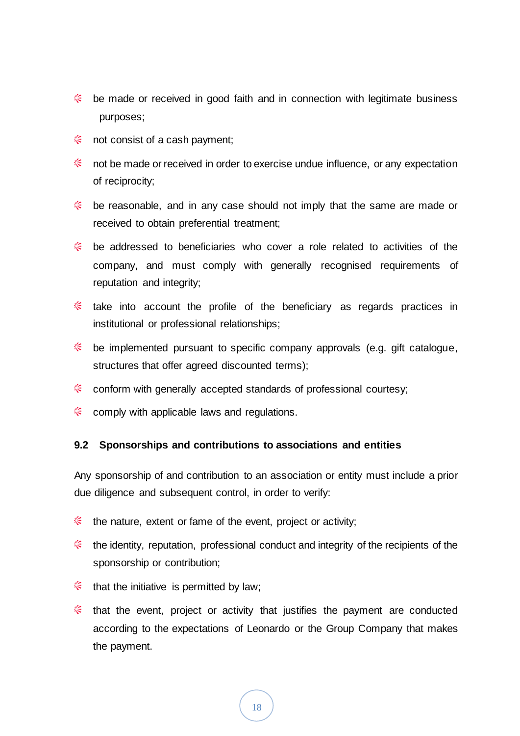- be made or received in good faith and in connection with legitimate business purposes;
- not consist of a cash payment;
- not be made or received in order to exercise undue influence, or any expectation of reciprocity;
- be reasonable, and in any case should not imply that the same are made or received to obtain preferential treatment;
- be addressed to beneficiaries who cover a role related to activities of the company, and must comply with generally recognised requirements of reputation and integrity;
- take into account the profile of the beneficiary as regards practices in institutional or professional relationships;
- be implemented pursuant to specific company approvals (e.g. gift catalogue, structures that offer agreed discounted terms);
- conform with generally accepted standards of professional courtesy;
- comply with applicable laws and regulations.

### 9.2 Sponsorships and contributions to associations and entities

Any sponsorship of and contribution to an association or entity must include a prior due diligence and subsequent control, in order to verify:

- the nature, extent or fame of the event, project or activity;
- the identity, reputation, professional conduct and integrity of the recipients of the sponsorship or contribution;
- that the initiative is permitted by law;
- that the event, project or activity that justifies the payment are conducted according to the expectations of Leonardo or the Group Company that makes the payment.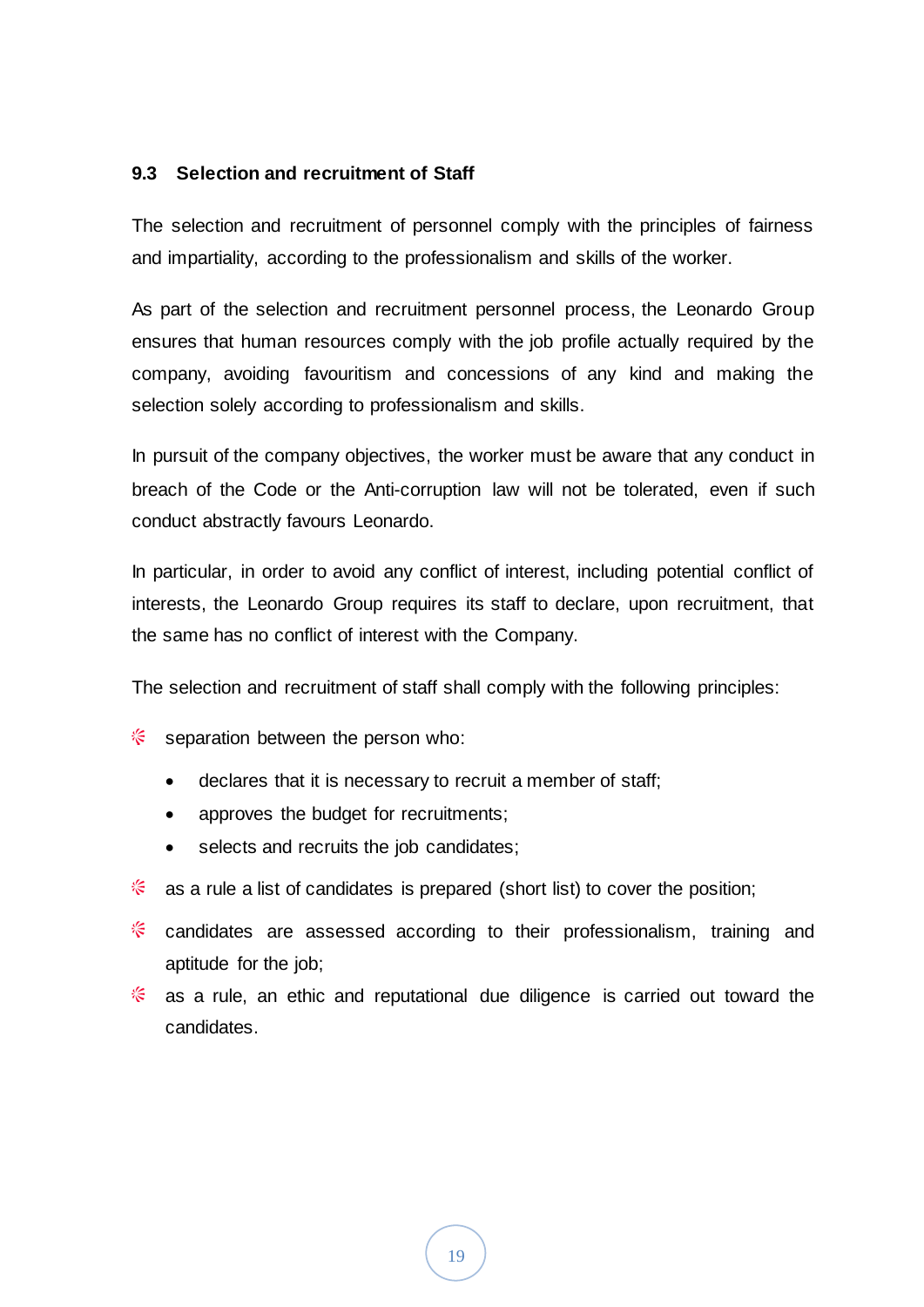### 9.3 Selection and recruitment of Staff

The selection and recruitment of personnel comply with the principles of fairness and impartiality, according to the professionalism and skills of the worker.

As part of the selection and recruitment personnel process, the Leonardo Group ensures that human resources comply with the job profile actually required by the company, avoiding favouritism and concessions of any kind and making the selection solely according to professionalism and skills.

In pursuit of the company objectives, the worker must be aware that any conduct in breach of the Code or the Anti-corruption law will not be tolerated, even if such conduct abstractly favours Leonardo.

In particular, in order to avoid any conflict of interest, including potential conflict of interests, the Leonardo Group requires its staff to declare, upon recruitment, that the same has no conflict of interest with the Company.

The selection and recruitment of staff shall comply with the following principles:

- separation between the person who:
  - declares that it is necessary to recruit a member of staff;
  - approves the budget for recruitments;
  - selects and recruits the job candidates;
- as a rule a list of candidates is prepared (short list) to cover the position;
- candidates are assessed according to their professionalism, training and aptitude for the job;
- as a rule, an ethic and reputational due diligence is carried out toward the candidates.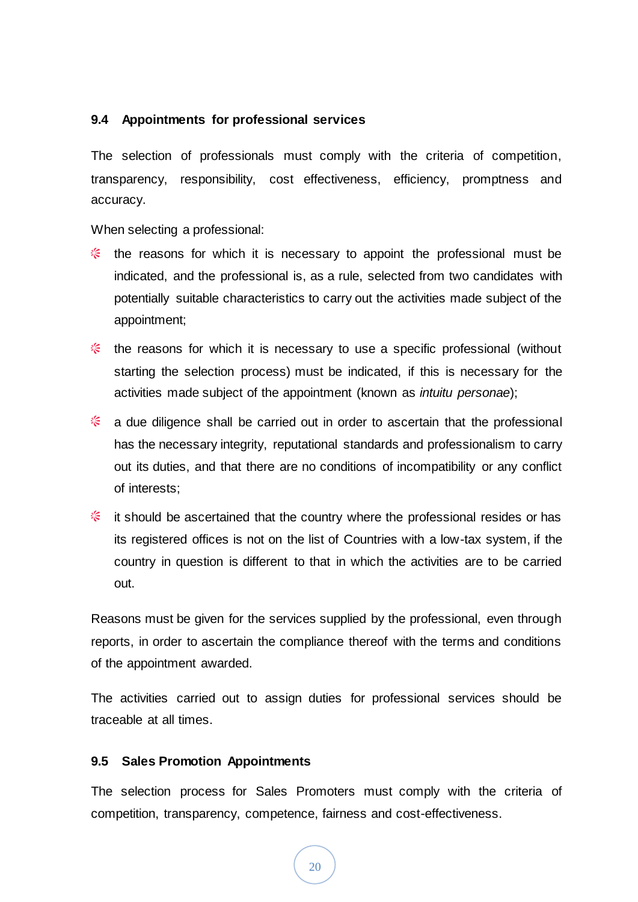### 9.4 Appointments for professional services

The selection of professionals must comply with the criteria of competition, transparency, responsibility, cost effectiveness, efficiency, promptness and accuracy.

When selecting a professional:

- the reasons for which it is necessary to appoint the professional must be indicated, and the professional is, as a rule, selected from two candidates with potentially suitable characteristics to carry out the activities made subject of the appointment;
- the reasons for which it is necessary to use a specific professional (without starting the selection process) must be indicated, if this is necessary for the activities made subject of the appointment (known as *intuitu personae*);
- a due diligence shall be carried out in order to ascertain that the professional has the necessary integrity, reputational standards and professionalism to carry out its duties, and that there are no conditions of incompatibility or any conflict of interests;
- it should be ascertained that the country where the professional resides or has its registered offices is not on the list of Countries with a low-tax system, if the country in question is different to that in which the activities are to be carried out.

Reasons must be given for the services supplied by the professional, even through reports, in order to ascertain the compliance thereof with the terms and conditions of the appointment awarded.

The activities carried out to assign duties for professional services should be traceable at all times.

### 9.5 Sales Promotion Appointments

The selection process for Sales Promoters must comply with the criteria of competition, transparency, competence, fairness and cost-effectiveness.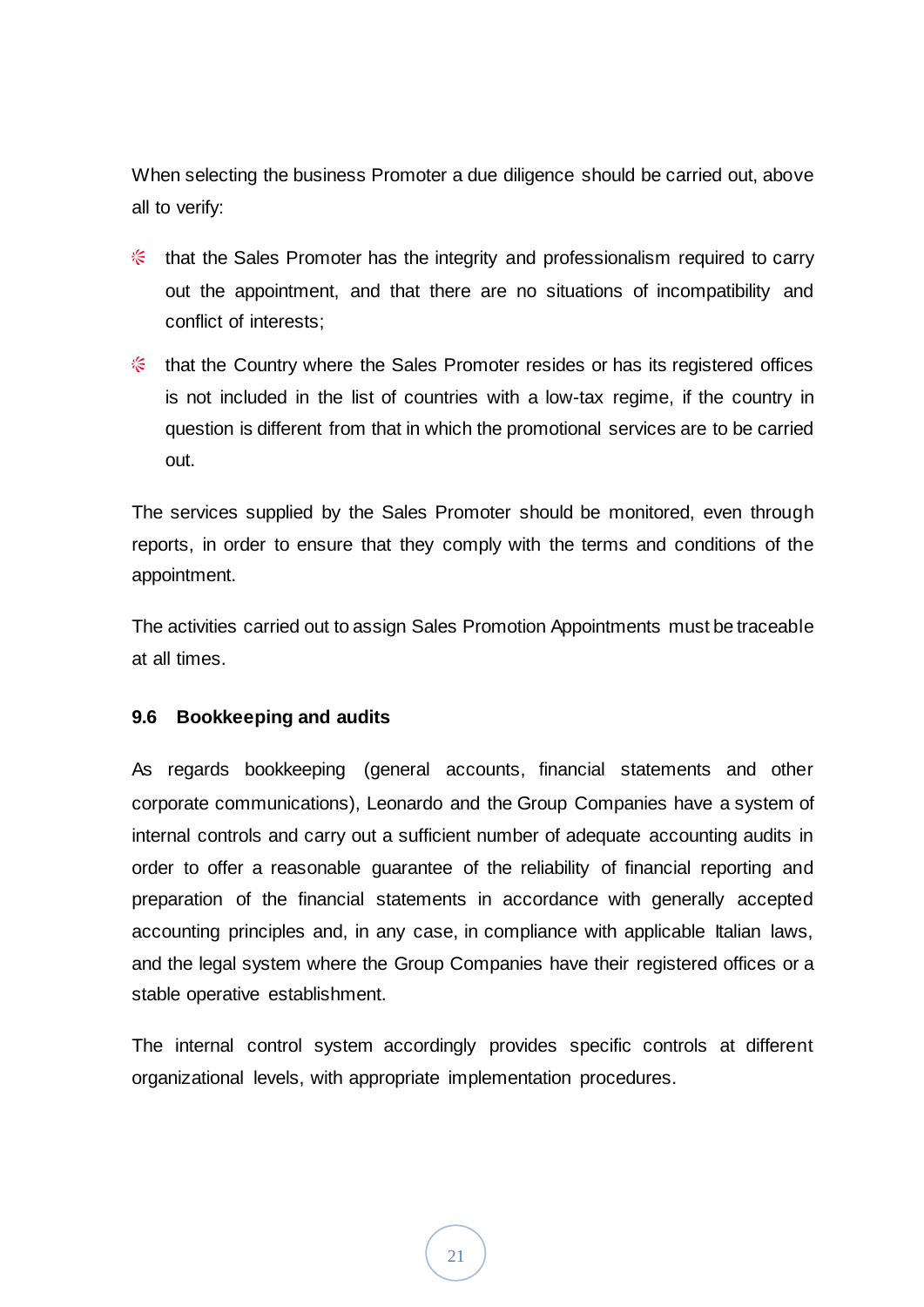When selecting the business Promoter a due diligence should be carried out, above all to verify:

- that the Sales Promoter has the integrity and professionalism required to carry out the appointment, and that there are no situations of incompatibility and conflict of interests;
- that the Country where the Sales Promoter resides or has its registered offices is not included in the list of countries with a low-tax regime, if the country in question is different from that in which the promotional services are to be carried out.

The services supplied by the Sales Promoter should be monitored, even through reports, in order to ensure that they comply with the terms and conditions of the appointment.

The activities carried out to assign Sales Promotion Appointments must be traceable at all times.

### 9.6 Bookkeeping and audits

As regards bookkeeping (general accounts, financial statements and other corporate communications), Leonardo and the Group Companies have a system of internal controls and carry out a sufficient number of adequate accounting audits in order to offer a reasonable guarantee of the reliability of financial reporting and preparation of the financial statements in accordance with generally accepted accounting principles and, in any case, in compliance with applicable Italian laws, and the legal system where the Group Companies have their registered offices or a stable operative establishment.

The internal control system accordingly provides specific controls at different organizational levels, with appropriate implementation procedures.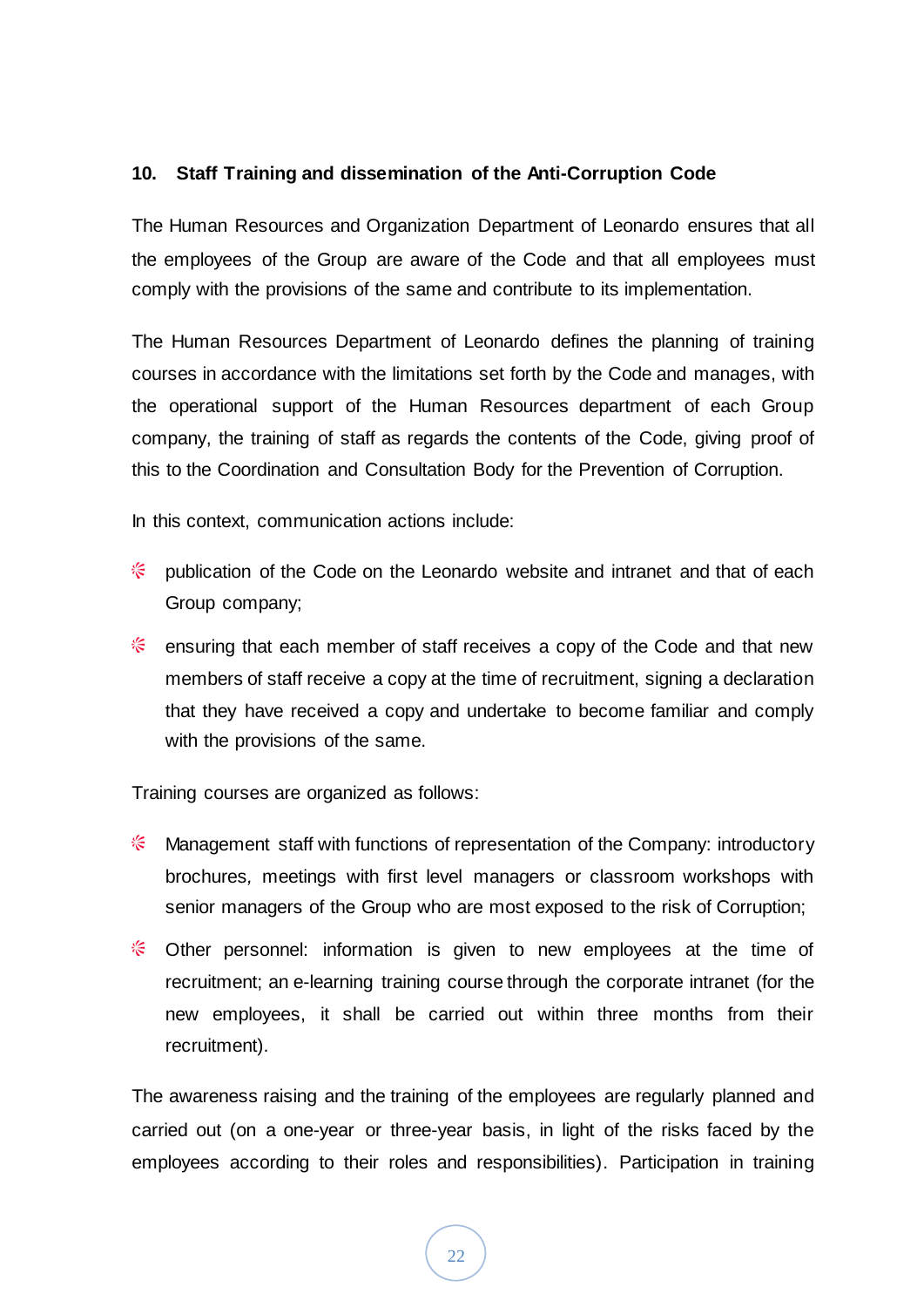## 10. Staff Training and dissemination of the Anti-Corruption Code

The Human Resources and Organization Department of Leonardo ensures that all the employees of the Group are aware of the Code and that all employees must comply with the provisions of the same and contribute to its implementation.

The Human Resources Department of Leonardo defines the planning of training courses in accordance with the limitations set forth by the Code and manages, with the operational support of the Human Resources department of each Group company, the training of staff as regards the contents of the Code, giving proof of this to the Coordination and Consultation Body for the Prevention of Corruption.

In this context, communication actions include:

- publication of the Code on the Leonardo website and intranet and that of each Group company;
- ensuring that each member of staff receives a copy of the Code and that new members of staff receive a copy at the time of recruitment, signing a declaration that they have received a copy and undertake to become familiar and comply with the provisions of the same.

Training courses are organized as follows:

- Management staff with functions of representation of the Company: introductory brochures, meetings with first level managers or classroom workshops with senior managers of the Group who are most exposed to the risk of Corruption;
- Other personnel: information is given to new employees at the time of recruitment; an e-learning training course through the corporate intranet (for the new employees, it shall be carried out within three months from their recruitment).

The awareness raising and the training of the employees are regularly planned and carried out (on a one-year or three-year basis, in light of the risks faced by the employees according to their roles and responsibilities). Participation in training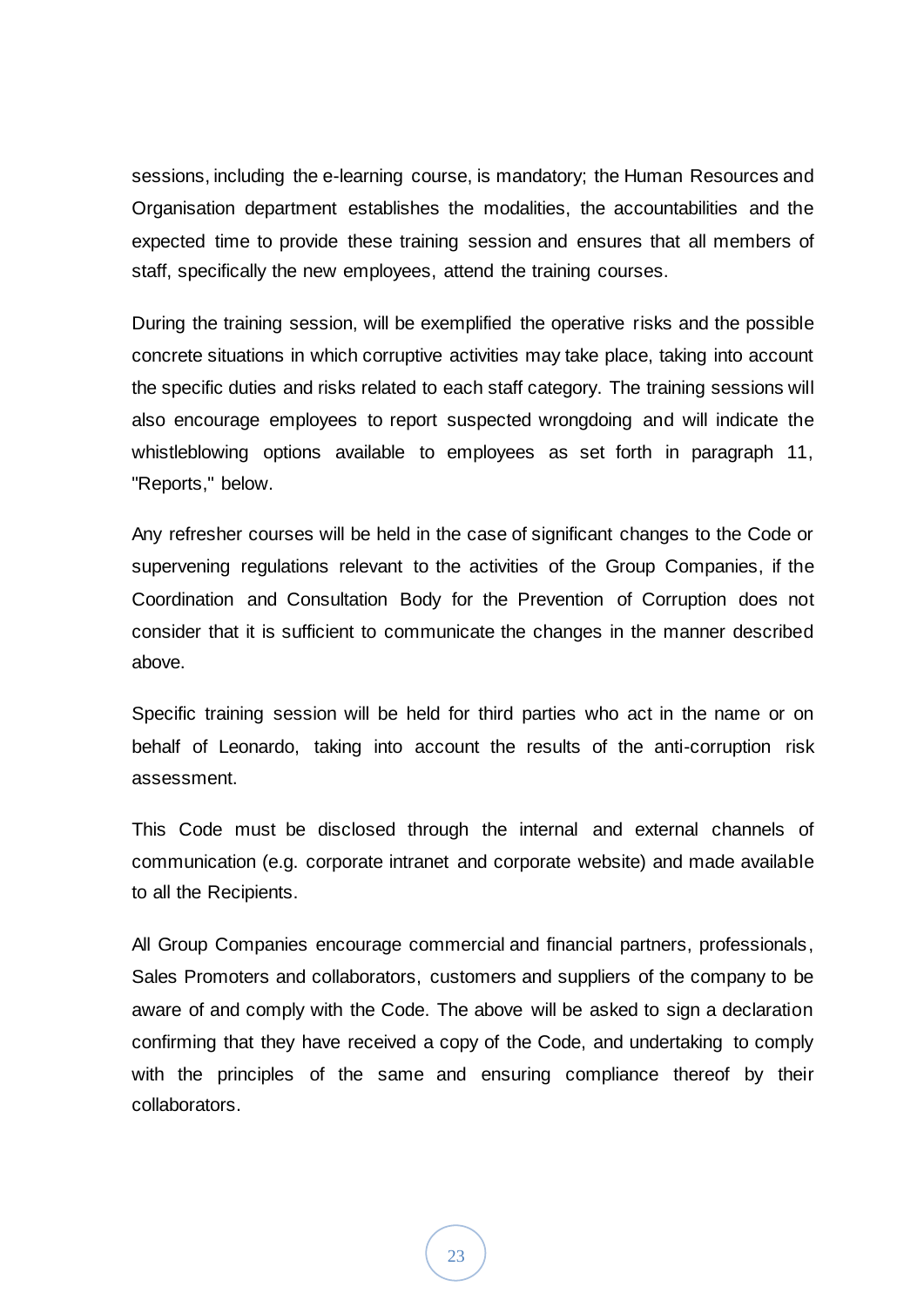sessions, including the e-learning course, is mandatory; the Human Resources and Organisation department establishes the modalities, the accountabilities and the expected time to provide these training session and ensures that all members of staff, specifically the new employees, attend the training courses.

During the training session, will be exemplified the operative risks and the possible concrete situations in which corruptive activities may take place, taking into account the specific duties and risks related to each staff category. The training sessions will also encourage employees to report suspected wrongdoing and will indicate the whistleblowing options available to employees as set forth in paragraph 11, "Reports," below.

Any refresher courses will be held in the case of significant changes to the Code or supervening regulations relevant to the activities of the Group Companies, if the Coordination and Consultation Body for the Prevention of Corruption does not consider that it is sufficient to communicate the changes in the manner described above.

Specific training session will be held for third parties who act in the name or on behalf of Leonardo, taking into account the results of the anti-corruption risk assessment.

This Code must be disclosed through the internal and external channels of communication (e.g. corporate intranet and corporate website) and made available to all the Recipients.

All Group Companies encourage commercial and financial partners, professionals, Sales Promoters and collaborators, customers and suppliers of the company to be aware of and comply with the Code. The above will be asked to sign a declaration confirming that they have received a copy of the Code, and undertaking to comply with the principles of the same and ensuring compliance thereof by their collaborators.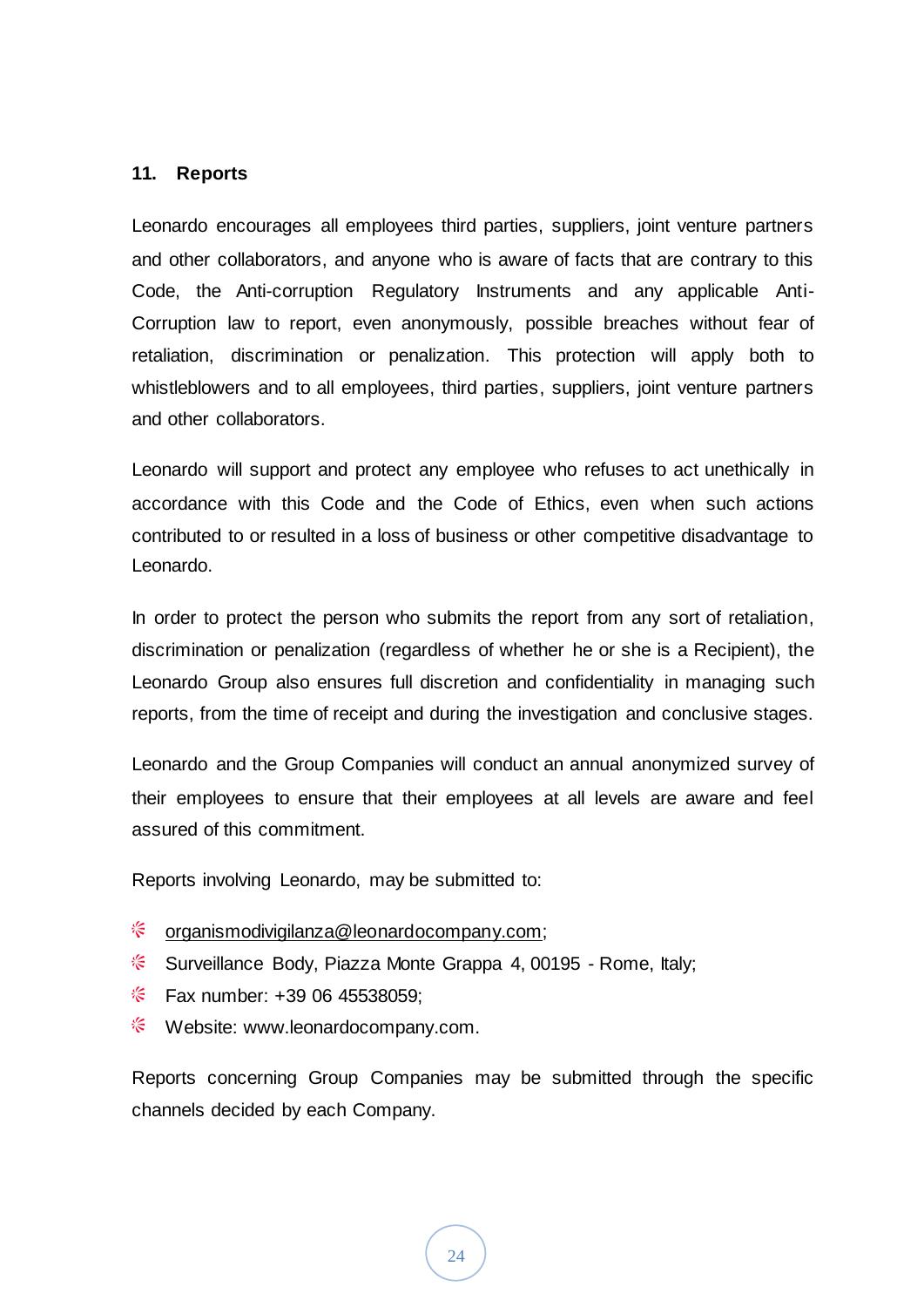## 11. Reports

Leonardo encourages all employees third parties, suppliers, joint venture partners and other collaborators, and anyone who is aware of facts that are contrary to this Code, the Anti-corruption Regulatory Instruments and any applicable Anti-Corruption law to report, even anonymously, possible breaches without fear of retaliation, discrimination or penalization. This protection will apply both to whistleblowers and to all employees, third parties, suppliers, joint venture partners and other collaborators.

Leonardo will support and protect any employee who refuses to act unethically in accordance with this Code and the Code of Ethics, even when such actions contributed to or resulted in a loss of business or other competitive disadvantage to Leonardo.

In order to protect the person who submits the report from any sort of retaliation, discrimination or penalization (regardless of whether he or she is a Recipient), the Leonardo Group also ensures full discretion and confidentiality in managing such reports, from the time of receipt and during the investigation and conclusive stages.

Leonardo and the Group Companies will conduct an annual anonymized survey of their employees to ensure that their employees at all levels are aware and feel assured of this commitment.

Reports involving Leonardo, may be submitted to:

- organismodivigilanza@leonardocompany.com;
- Surveillance Body, Piazza Monte Grappa 4, 00195 - Rome, Italy;
- Fax number: +39 06 45538059;
- Website: www.leonardocompany.com.

Reports concerning Group Companies may be submitted through the specific channels decided by each Company.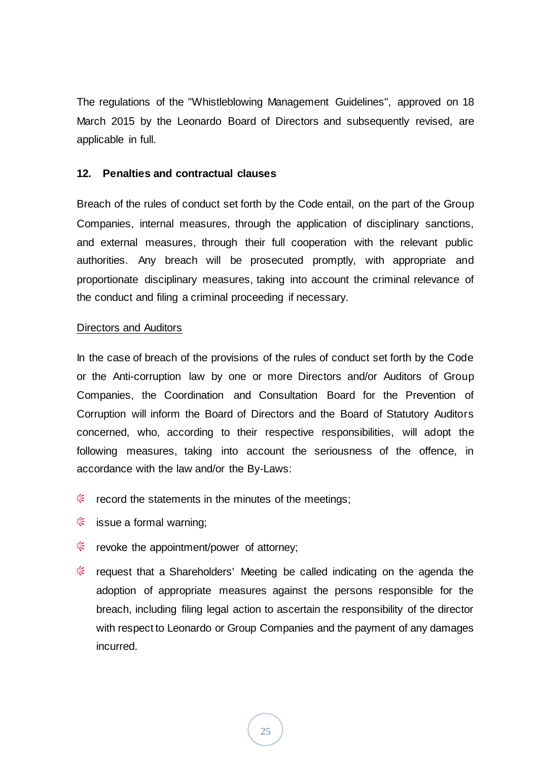The regulations of the "Whistleblowing Management Guidelines", approved on 18 March 2015 by the Leonardo Board of Directors and subsequently revised, are applicable in full.

## 12. Penalties and contractual clauses

Breach of the rules of conduct set forth by the Code entail, on the part of the Group Companies, internal measures, through the application of disciplinary sanctions, and external measures, through their full cooperation with the relevant public authorities. Any breach will be prosecuted promptly, with appropriate and proportionate disciplinary measures, taking into account the criminal relevance of the conduct and filing a criminal proceeding if necessary.

Directors and Auditors

In the case of breach of the provisions of the rules of conduct set forth by the Code or the Anti-corruption law by one or more Directors and/or Auditors of Group Companies, the Coordination and Consultation Board for the Prevention of Corruption will inform the Board of Directors and the Board of Statutory Auditors concerned, who, according to their respective responsibilities, will adopt the following measures, taking into account the seriousness of the offence, in accordance with the law and/or the By-Laws:

- record the statements in the minutes of the meetings;
- issue a formal warning;
- revoke the appointment/power of attorney;
- request that a Shareholders' Meeting be called indicating on the agenda the adoption of appropriate measures against the persons responsible for the breach, including filing legal action to ascertain the responsibility of the director with respect to Leonardo or Group Companies and the payment of any damages incurred.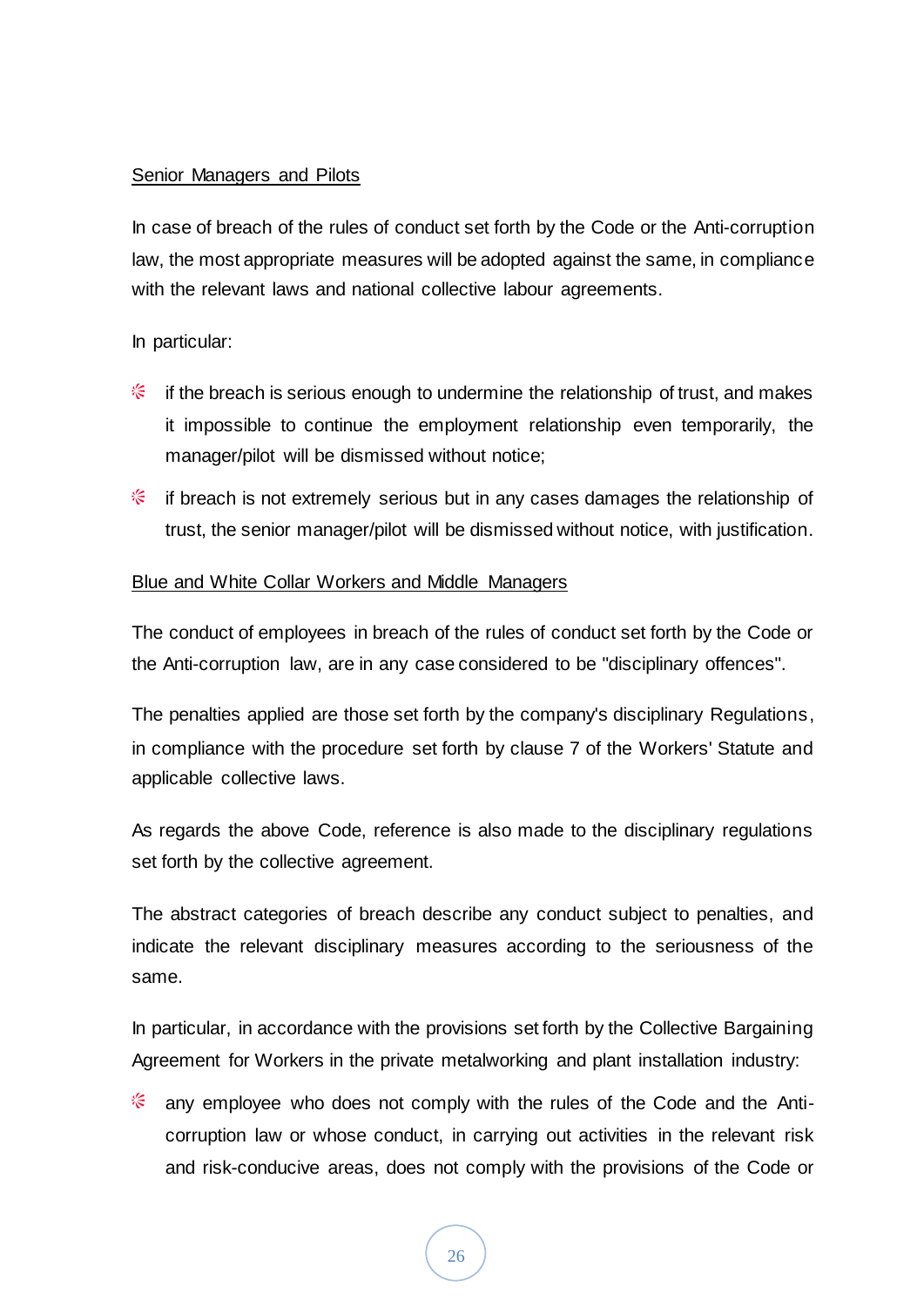<u>Senior Managers and Pilots</u>

In case of breach of the rules of conduct set forth by the Code or the Anti-corruption law, the most appropriate measures will be adopted against the same, in compliance with the relevant laws and national collective labour agreements.

In particular:

- if the breach is serious enough to undermine the relationship of trust, and makes it impossible to continue the employment relationship even temporarily, the manager/pilot will be dismissed without notice;
- if breach is not extremely serious but in any cases damages the relationship of trust, the senior manager/pilot will be dismissed without notice, with justification.

<u>Blue and White Collar Workers and Middle Managers</u>

The conduct of employees in breach of the rules of conduct set forth by the Code or the Anti-corruption law, are in any case considered to be "disciplinary offences".

The penalties applied are those set forth by the company's disciplinary Regulations, in compliance with the procedure set forth by clause 7 of the Workers' Statute and applicable collective laws.

As regards the above Code, reference is also made to the disciplinary regulations set forth by the collective agreement.

The abstract categories of breach describe any conduct subject to penalties, and indicate the relevant disciplinary measures according to the seriousness of the same.

In particular, in accordance with the provisions set forth by the Collective Bargaining Agreement for Workers in the private metalworking and plant installation industry:

- any employee who does not comply with the rules of the Code and the Anti-corruption law or whose conduct, in carrying out activities in the relevant risk and risk-conducive areas, does not comply with the provisions of the Code or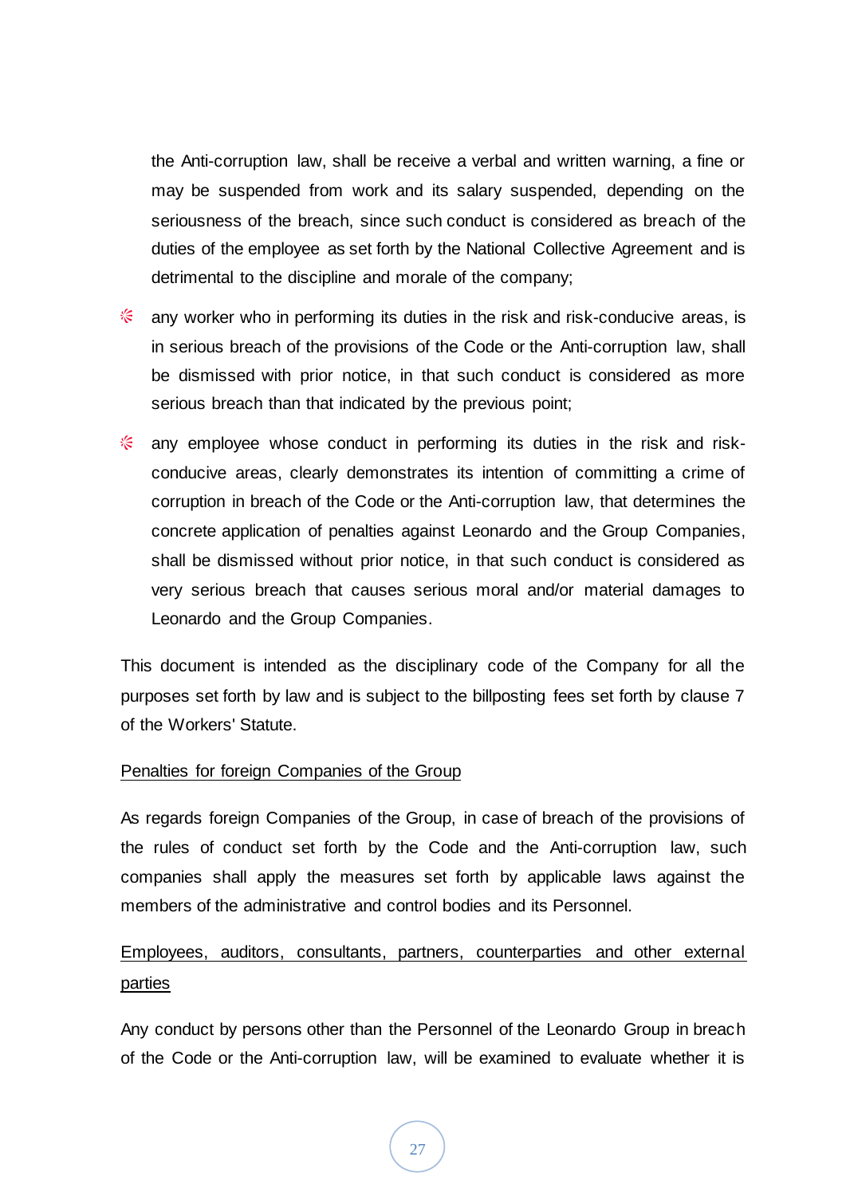the Anti-corruption law, shall be receive a verbal and written warning, a fine or may be suspended from work and its salary suspended, depending on the seriousness of the breach, since such conduct is considered as breach of the duties of the employee as set forth by the National Collective Agreement and is detrimental to the discipline and morale of the company;

- any worker who in performing its duties in the risk and risk-conducive areas, is in serious breach of the provisions of the Code or the Anti-corruption law, shall be dismissed with prior notice, in that such conduct is considered as more serious breach than that indicated by the previous point;
- any employee whose conduct in performing its duties in the risk and risk-conducive areas, clearly demonstrates its intention of committing a crime of corruption in breach of the Code or the Anti-corruption law, that determines the concrete application of penalties against Leonardo and the Group Companies, shall be dismissed without prior notice, in that such conduct is considered as very serious breach that causes serious moral and/or material damages to Leonardo and the Group Companies.

This document is intended as the disciplinary code of the Company for all the purposes set forth by law and is subject to the billposting fees set forth by clause 7 of the Workers' Statute.

Penalties for foreign Companies of the Group

As regards foreign Companies of the Group, in case of breach of the provisions of the rules of conduct set forth by the Code and the Anti-corruption law, such companies shall apply the measures set forth by applicable laws against the members of the administrative and control bodies and its Personnel.

Employees, auditors, consultants, partners, counterparties and other external parties

Any conduct by persons other than the Personnel of the Leonardo Group in breach of the Code or the Anti-corruption law, will be examined to evaluate whether it is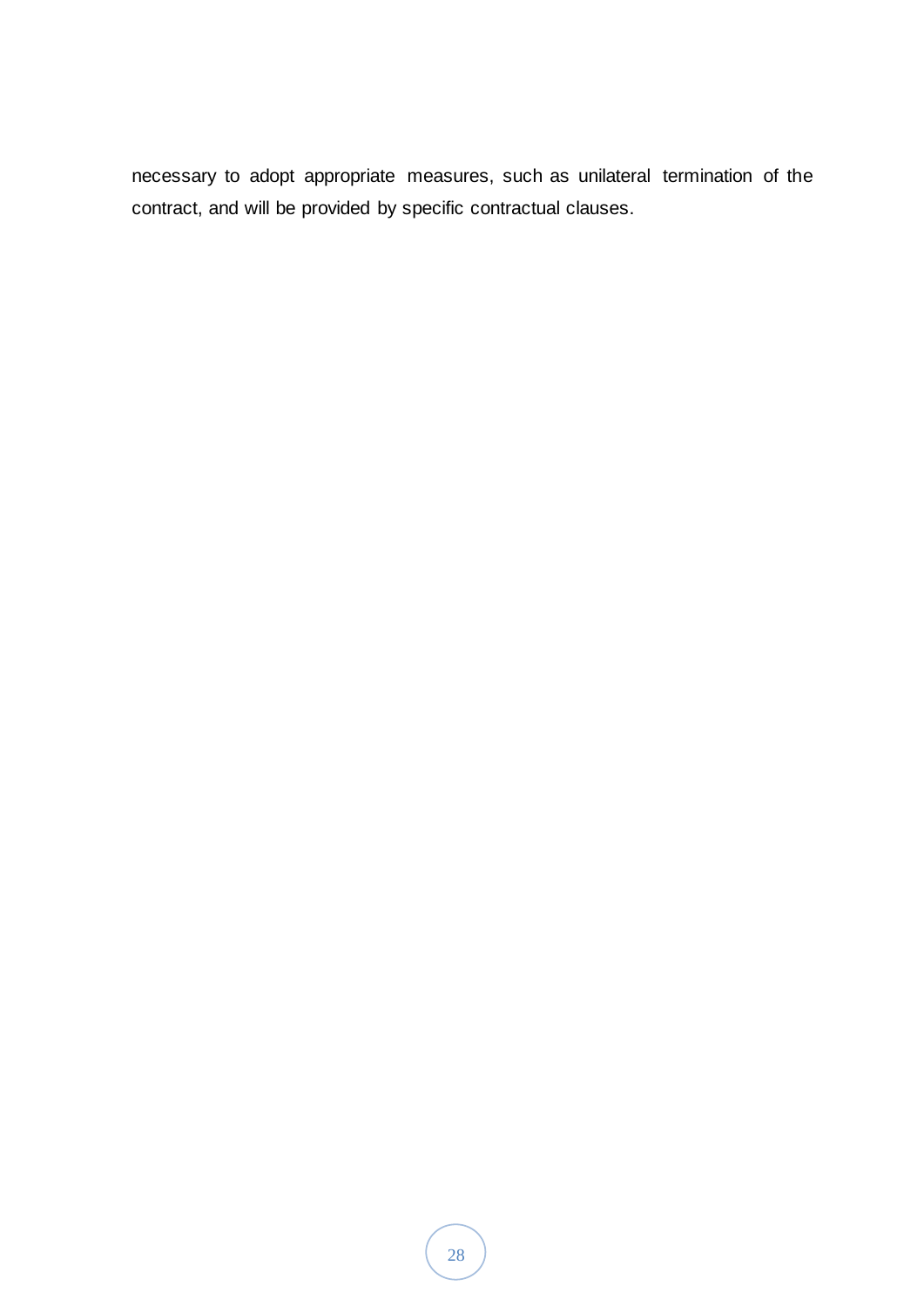necessary to adopt appropriate measures, such as unilateral termination of the contract, and will be provided by specific contractual clauses.